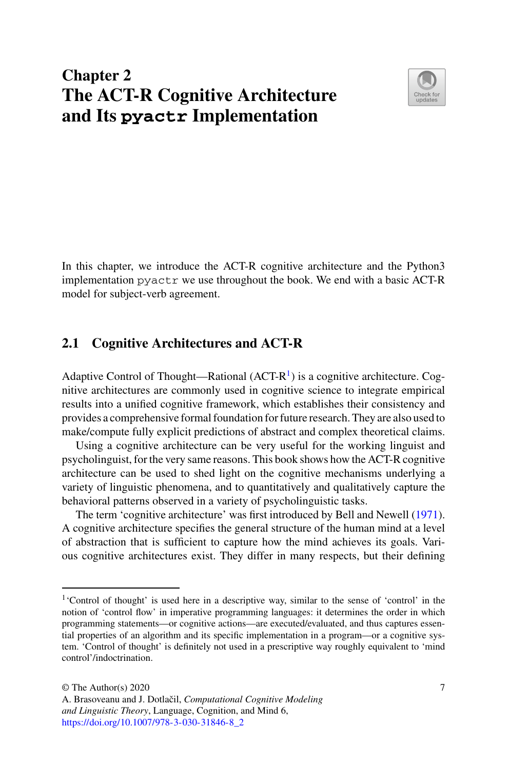# Chapter 2
# The ACT-R Cognitive Architecture and Its `pyactr` Implementation

In this chapter, we introduce the ACT-R cognitive architecture and the Python3 implementation `pyactr` we use throughout the book. We end with a basic ACT-R model for subject-verb agreement.

## 2.1 Cognitive Architectures and ACT-R

Adaptive Control of Thought—Rational (ACT-R[1]) is a cognitive architecture. Cognitive architectures are commonly used in cognitive science to integrate empirical results into a unified cognitive framework, which establishes their consistency and provides a comprehensive formal foundation for future research. They are also used to make/compute fully explicit predictions of abstract and complex theoretical claims.

Using a cognitive architecture can be very useful for the working linguist and psycholinguist, for the very same reasons. This book shows how the ACT-R cognitive architecture can be used to shed light on the cognitive mechanisms underlying a variety of linguistic phenomena, and to quantitatively and qualitatively capture the behavioral patterns observed in a variety of psycholinguistic tasks.

The term 'cognitive architecture' was first introduced by Bell and Newell (1971). A cognitive architecture specifies the general structure of the human mind at a level of abstraction that is sufficient to capture how the mind achieves its goals. Various cognitive architectures exist. They differ in many respects, but their defining

---

[1] 'Control of thought' is used here in a descriptive way, similar to the sense of 'control' in the notion of 'control flow' in imperative programming languages: it determines the order in which programming statements—or cognitive actions—are executed/evaluated, and thus captures essential properties of an algorithm and its specific implementation in a program—or a cognitive system. 'Control of thought' is definitely not used in a prescriptive way roughly equivalent to 'mind control'/indoctrination.

© The Author(s) 2020
A. Brasoveanu and J. Dotlačil, *Computational Cognitive Modeling and Linguistic Theory*, Language, Cognition, and Mind 6,
https://doi.org/10.1007/978-3-030-31846-8_2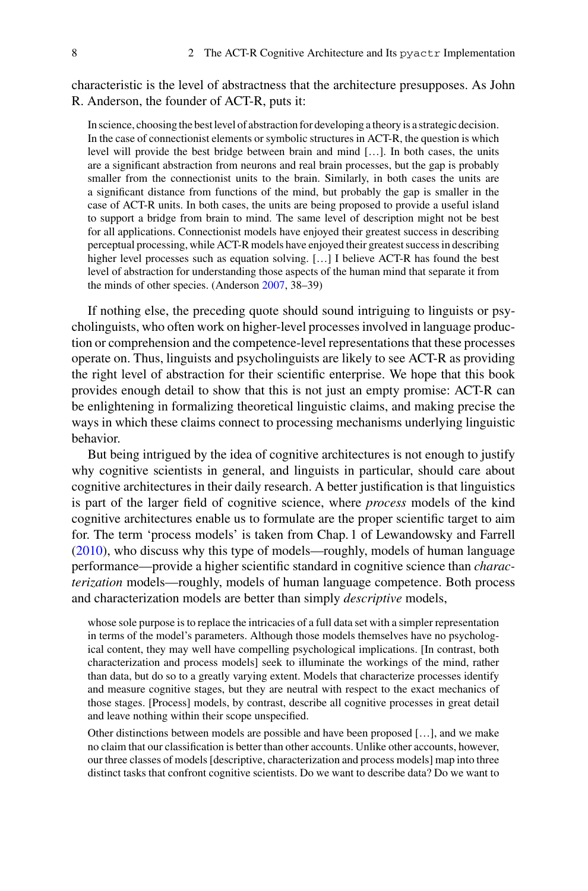characteristic is the level of abstractness that the architecture presupposes. As John R. Anderson, the founder of ACT-R, puts it:

> In science, choosing the best level of abstraction for developing a theory is a strategic decision. In the case of connectionist elements or symbolic structures in ACT-R, the question is which level will provide the best bridge between brain and mind […]. In both cases, the units are a significant abstraction from neurons and real brain processes, but the gap is probably smaller from the connectionist units to the brain. Similarly, in both cases the units are a significant distance from functions of the mind, but probably the gap is smaller in the case of ACT-R units. In both cases, the units are being proposed to provide a useful island to support a bridge from brain to mind. The same level of description might not be best for all applications. Connectionist models have enjoyed their greatest success in describing perceptual processing, while ACT-R models have enjoyed their greatest success in describing higher level processes such as equation solving. […] I believe ACT-R has found the best level of abstraction for understanding those aspects of the human mind that separate it from the minds of other species. (Anderson 2007, 38–39)

If nothing else, the preceding quote should sound intriguing to linguists or psycholinguists, who often work on higher-level processes involved in language production or comprehension and the competence-level representations that these processes operate on. Thus, linguists and psycholinguists are likely to see ACT-R as providing the right level of abstraction for their scientific enterprise. We hope that this book provides enough detail to show that this is not just an empty promise: ACT-R can be enlightening in formalizing theoretical linguistic claims, and making precise the ways in which these claims connect to processing mechanisms underlying linguistic behavior.

But being intrigued by the idea of cognitive architectures is not enough to justify why cognitive scientists in general, and linguists in particular, should care about cognitive architectures in their daily research. A better justification is that linguistics is part of the larger field of cognitive science, where *process* models of the kind cognitive architectures enable us to formulate are the proper scientific target to aim for. The term 'process models' is taken from Chap. 1 of Lewandowsky and Farrell (2010), who discuss why this type of models—roughly, models of human language performance—provide a higher scientific standard in cognitive science than *characterization* models—roughly, models of human language competence. Both process and characterization models are better than simply *descriptive* models,

> whose sole purpose is to replace the intricacies of a full data set with a simpler representation in terms of the model's parameters. Although those models themselves have no psychological content, they may well have compelling psychological implications. [In contrast, both characterization and process models] seek to illuminate the workings of the mind, rather than data, but do so to a greatly varying extent. Models that characterize processes identify and measure cognitive stages, but they are neutral with respect to the exact mechanics of those stages. [Process] models, by contrast, describe all cognitive processes in great detail and leave nothing within their scope unspecified.
>
> Other distinctions between models are possible and have been proposed […], and we make no claim that our classification is better than other accounts. Unlike other accounts, however, our three classes of models [descriptive, characterization and process models] map into three distinct tasks that confront cognitive scientists. Do we want to describe data? Do we want to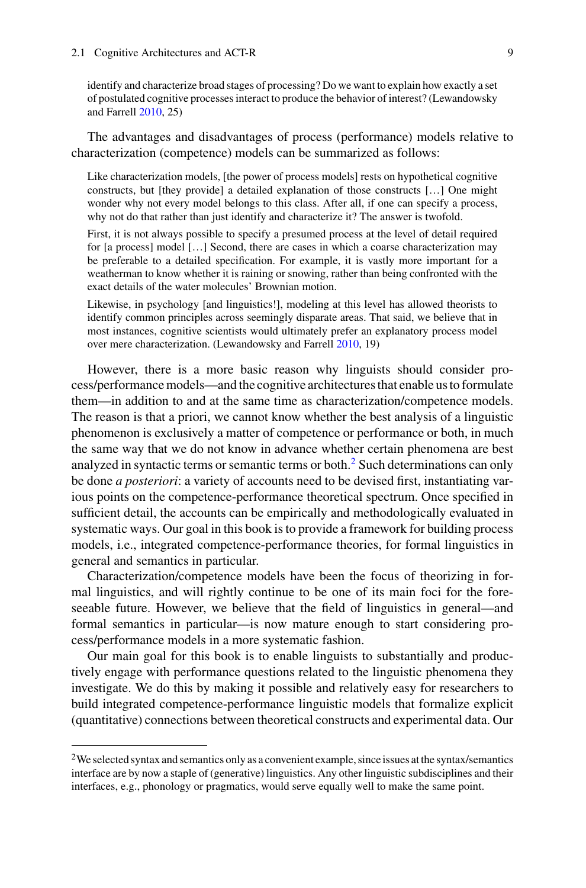> identify and characterize broad stages of processing? Do we want to explain how exactly a set of postulated cognitive processes interact to produce the behavior of interest? (Lewandowsky and Farrell 2010, 25)

The advantages and disadvantages of process (performance) models relative to characterization (competence) models can be summarized as follows:

> Like characterization models, [the power of process models] rests on hypothetical cognitive constructs, but [they provide] a detailed explanation of those constructs […] One might wonder why not every model belongs to this class. After all, if one can specify a process, why not do that rather than just identify and characterize it? The answer is twofold.
>
> First, it is not always possible to specify a presumed process at the level of detail required for [a process] model […] Second, there are cases in which a coarse characterization may be preferable to a detailed specification. For example, it is vastly more important for a weatherman to know whether it is raining or snowing, rather than being confronted with the exact details of the water molecules' Brownian motion.
>
> Likewise, in psychology [and linguistics!], modeling at this level has allowed theorists to identify common principles across seemingly disparate areas. That said, we believe that in most instances, cognitive scientists would ultimately prefer an explanatory process model over mere characterization. (Lewandowsky and Farrell 2010, 19)

However, there is a more basic reason why linguists should consider process/performance models—and the cognitive architectures that enable us to formulate them—in addition to and at the same time as characterization/competence models. The reason is that a priori, we cannot know whether the best analysis of a linguistic phenomenon is exclusively a matter of competence or performance or both, in much the same way that we do not know in advance whether certain phenomena are best analyzed in syntactic terms or semantic terms or both.[2] Such determinations can only be done *a posteriori*: a variety of accounts need to be devised first, instantiating various points on the competence-performance theoretical spectrum. Once specified in sufficient detail, the accounts can be empirically and methodologically evaluated in systematic ways. Our goal in this book is to provide a framework for building process models, i.e., integrated competence-performance theories, for formal linguistics in general and semantics in particular.

Characterization/competence models have been the focus of theorizing in formal linguistics, and will rightly continue to be one of its main foci for the foreseeable future. However, we believe that the field of linguistics in general—and formal semantics in particular—is now mature enough to start considering process/performance models in a more systematic fashion.

Our main goal for this book is to enable linguists to substantially and productively engage with performance questions related to the linguistic phenomena they investigate. We do this by making it possible and relatively easy for researchers to build integrated competence-performance linguistic models that formalize explicit (quantitative) connections between theoretical constructs and experimental data. Our

---

[2] We selected syntax and semantics only as a convenient example, since issues at the syntax/semantics interface are by now a staple of (generative) linguistics. Any other linguistic subdisciplines and their interfaces, e.g., phonology or pragmatics, would serve equally well to make the same point.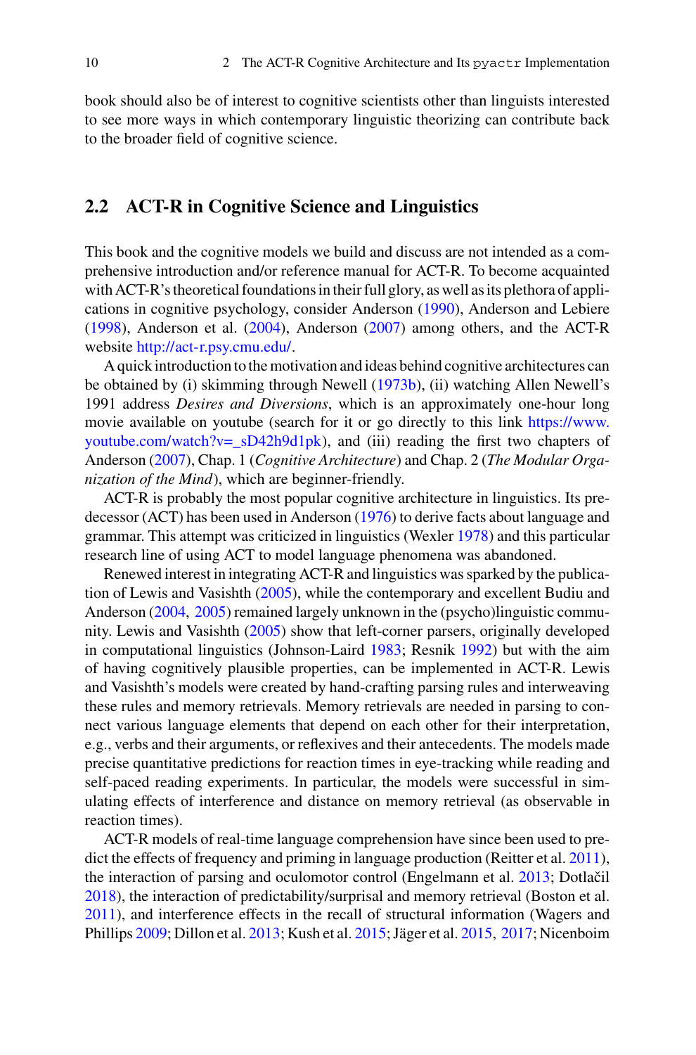book should also be of interest to cognitive scientists other than linguists interested to see more ways in which contemporary linguistic theorizing can contribute back to the broader field of cognitive science.

## 2.2 ACT-R in Cognitive Science and Linguistics

This book and the cognitive models we build and discuss are not intended as a comprehensive introduction and/or reference manual for ACT-R. To become acquainted with ACT-R's theoretical foundations in their full glory, as well as its plethora of applications in cognitive psychology, consider Anderson (1990), Anderson and Lebiere (1998), Anderson et al. (2004), Anderson (2007) among others, and the ACT-R website http://act-r.psy.cmu.edu/.

A quick introduction to the motivation and ideas behind cognitive architectures can be obtained by (i) skimming through Newell (1973b), (ii) watching Allen Newell's 1991 address *Desires and Diversions*, which is an approximately one-hour long movie available on youtube (search for it or go directly to this link https://www.youtube.com/watch?v=_sD42h9d1pk), and (iii) reading the first two chapters of Anderson (2007), Chap. 1 (*Cognitive Architecture*) and Chap. 2 (*The Modular Organization of the Mind*), which are beginner-friendly.

ACT-R is probably the most popular cognitive architecture in linguistics. Its predecessor (ACT) has been used in Anderson (1976) to derive facts about language and grammar. This attempt was criticized in linguistics (Wexler 1978) and this particular research line of using ACT to model language phenomena was abandoned.

Renewed interest in integrating ACT-R and linguistics was sparked by the publication of Lewis and Vasishth (2005), while the contemporary and excellent Budiu and Anderson (2004, 2005) remained largely unknown in the (psycho)linguistic community. Lewis and Vasishth (2005) show that left-corner parsers, originally developed in computational linguistics (Johnson-Laird 1983; Resnik 1992) but with the aim of having cognitively plausible properties, can be implemented in ACT-R. Lewis and Vasishth's models were created by hand-crafting parsing rules and interweaving these rules and memory retrievals. Memory retrievals are needed in parsing to connect various language elements that depend on each other for their interpretation, e.g., verbs and their arguments, or reflexives and their antecedents. The models made precise quantitative predictions for reaction times in eye-tracking while reading and self-paced reading experiments. In particular, the models were successful in simulating effects of interference and distance on memory retrieval (as observable in reaction times).

ACT-R models of real-time language comprehension have since been used to predict the effects of frequency and priming in language production (Reitter et al. 2011), the interaction of parsing and oculomotor control (Engelmann et al. 2013; Dotlačil 2018), the interaction of predictability/surprisal and memory retrieval (Boston et al. 2011), and interference effects in the recall of structural information (Wagers and Phillips 2009; Dillon et al. 2013; Kush et al. 2015; Jäger et al. 2015, 2017; Nicenboim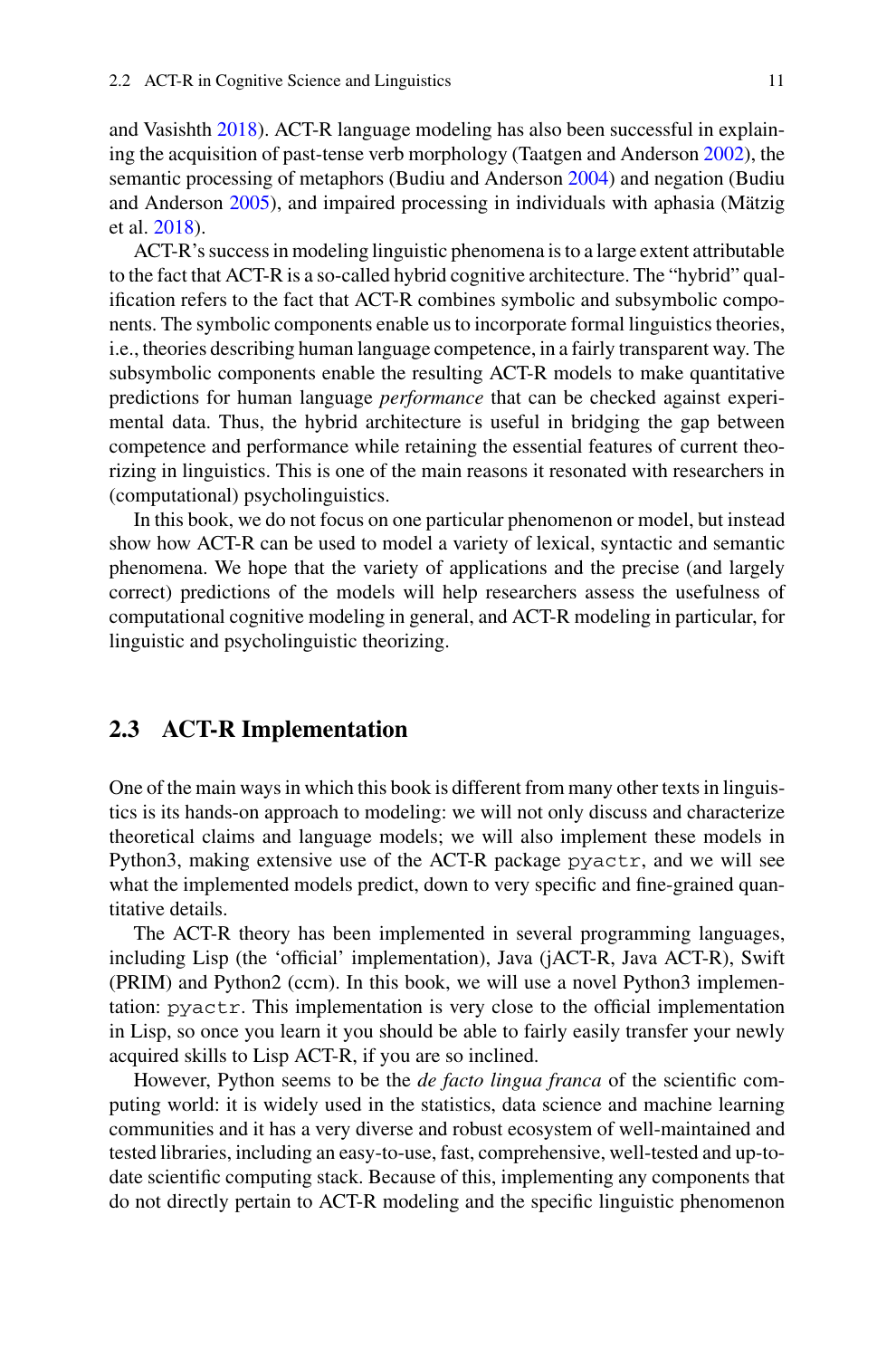and Vasishth 2018). ACT-R language modeling has also been successful in explaining the acquisition of past-tense verb morphology (Taatgen and Anderson 2002), the semantic processing of metaphors (Budiu and Anderson 2004) and negation (Budiu and Anderson 2005), and impaired processing in individuals with aphasia (Mätzig et al. 2018).

ACT-R's success in modeling linguistic phenomena is to a large extent attributable to the fact that ACT-R is a so-called hybrid cognitive architecture. The "hybrid" qualification refers to the fact that ACT-R combines symbolic and subsymbolic components. The symbolic components enable us to incorporate formal linguistics theories, i.e., theories describing human language competence, in a fairly transparent way. The subsymbolic components enable the resulting ACT-R models to make quantitative predictions for human language *performance* that can be checked against experimental data. Thus, the hybrid architecture is useful in bridging the gap between competence and performance while retaining the essential features of current theorizing in linguistics. This is one of the main reasons it resonated with researchers in (computational) psycholinguistics.

In this book, we do not focus on one particular phenomenon or model, but instead show how ACT-R can be used to model a variety of lexical, syntactic and semantic phenomena. We hope that the variety of applications and the precise (and largely correct) predictions of the models will help researchers assess the usefulness of computational cognitive modeling in general, and ACT-R modeling in particular, for linguistic and psycholinguistic theorizing.

## 2.3 ACT-R Implementation

One of the main ways in which this book is different from many other texts in linguistics is its hands-on approach to modeling: we will not only discuss and characterize theoretical claims and language models; we will also implement these models in Python3, making extensive use of the ACT-R package `pyactr`, and we will see what the implemented models predict, down to very specific and fine-grained quantitative details.

The ACT-R theory has been implemented in several programming languages, including Lisp (the 'official' implementation), Java (jACT-R, Java ACT-R), Swift (PRIM) and Python2 (ccm). In this book, we will use a novel Python3 implementation: `pyactr`. This implementation is very close to the official implementation in Lisp, so once you learn it you should be able to fairly easily transfer your newly acquired skills to Lisp ACT-R, if you are so inclined.

However, Python seems to be the *de facto lingua franca* of the scientific computing world: it is widely used in the statistics, data science and machine learning communities and it has a very diverse and robust ecosystem of well-maintained and tested libraries, including an easy-to-use, fast, comprehensive, well-tested and up-to-date scientific computing stack. Because of this, implementing any components that do not directly pertain to ACT-R modeling and the specific linguistic phenomenon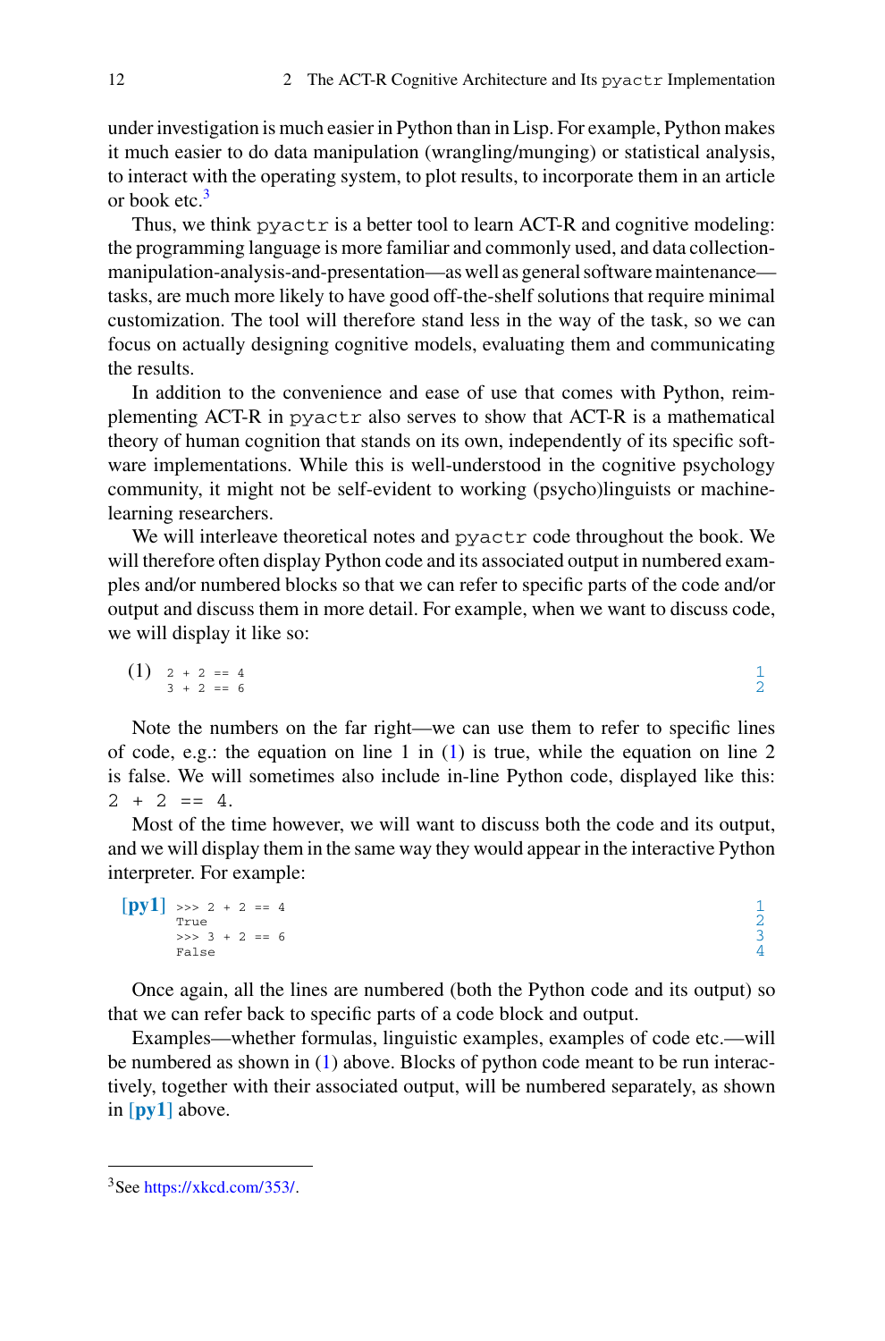under investigation is much easier in Python than in Lisp. For example, Python makes it much easier to do data manipulation (wrangling/munging) or statistical analysis, to interact with the operating system, to plot results, to incorporate them in an article or book etc.[3]

Thus, we think `pyactr` is a better tool to learn ACT-R and cognitive modeling: the programming language is more familiar and commonly used, and data collection-manipulation-analysis-and-presentation—as well as general software maintenance—tasks, are much more likely to have good off-the-shelf solutions that require minimal customization. The tool will therefore stand less in the way of the task, so we can focus on actually designing cognitive models, evaluating them and communicating the results.

In addition to the convenience and ease of use that comes with Python, reimplementing ACT-R in `pyactr` also serves to show that ACT-R is a mathematical theory of human cognition that stands on its own, independently of its specific software implementations. While this is well-understood in the cognitive psychology community, it might not be self-evident to working (psycho)linguists or machine-learning researchers.

We will interleave theoretical notes and `pyactr` code throughout the book. We will therefore often display Python code and its associated output in numbered examples and/or numbered blocks so that we can refer to specific parts of the code and/or output and discuss them in more detail. For example, when we want to discuss code, we will display it like so:

(1)
```
2 + 2 == 4    1
3 + 2 == 6    2
```

Note the numbers on the far right—we can use them to refer to specific lines of code, e.g.: the equation on line 1 in (1) is true, while the equation on line 2 is false. We will sometimes also include in-line Python code, displayed like this: `2 + 2 == 4`.

Most of the time however, we will want to discuss both the code and its output, and we will display them in the same way they would appear in the interactive Python interpreter. For example:

**[py1]**
```
>>> 2 + 2 == 4    1
True              2
>>> 3 + 2 == 6    3
False             4
```

Once again, all the lines are numbered (both the Python code and its output) so that we can refer back to specific parts of a code block and output.

Examples—whether formulas, linguistic examples, examples of code etc.—will be numbered as shown in (1) above. Blocks of python code meant to be run interactively, together with their associated output, will be numbered separately, as shown in **[py1]** above.

[3] See https://xkcd.com/353/.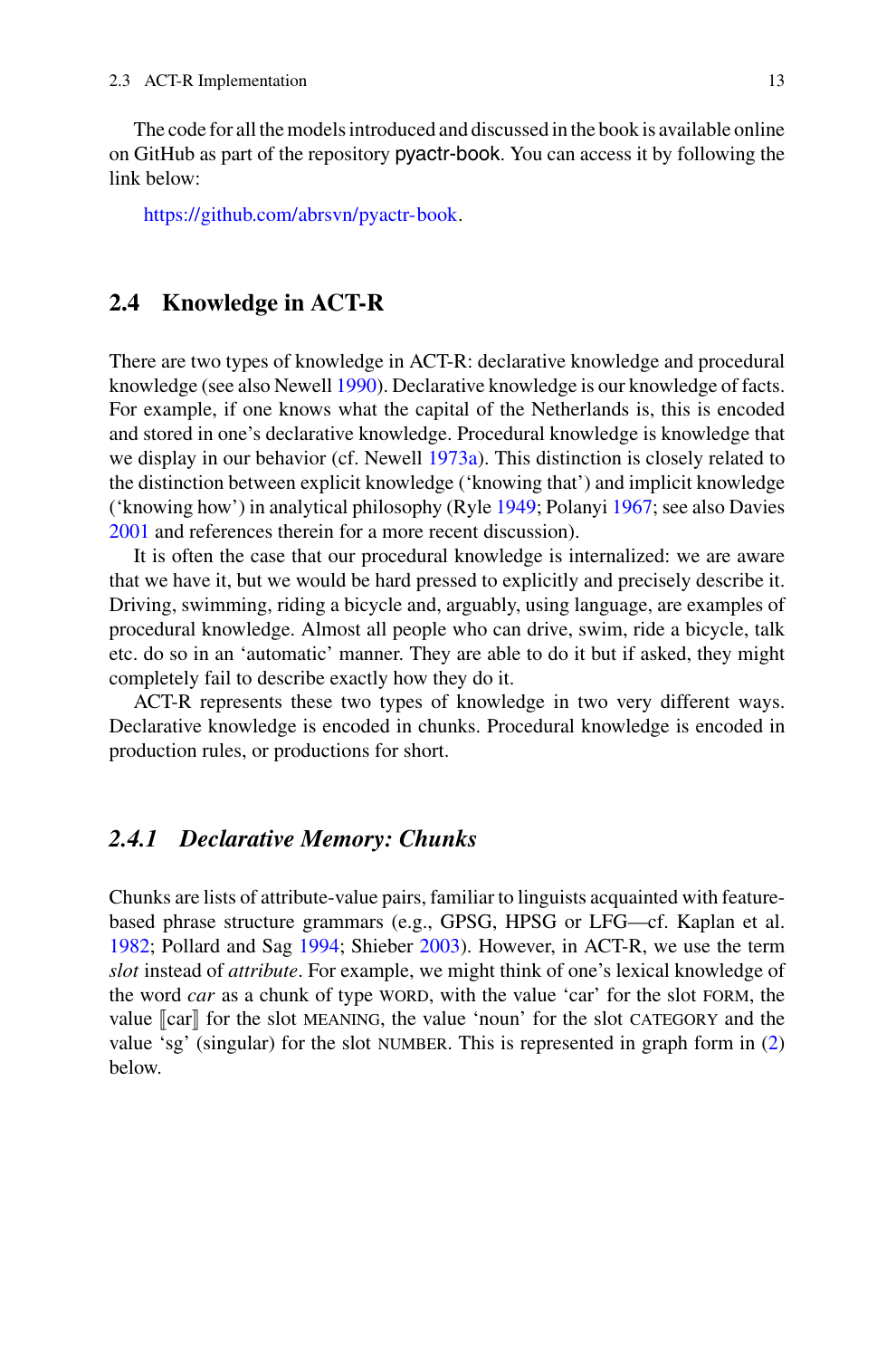The code for all the models introduced and discussed in the book is available online on GitHub as part of the repository pyactr-book. You can access it by following the link below:

https://github.com/abrsvn/pyactr-book.

## 2.4 Knowledge in ACT-R

There are two types of knowledge in ACT-R: declarative knowledge and procedural knowledge (see also Newell 1990). Declarative knowledge is our knowledge of facts. For example, if one knows what the capital of the Netherlands is, this is encoded and stored in one's declarative knowledge. Procedural knowledge is knowledge that we display in our behavior (cf. Newell 1973a). This distinction is closely related to the distinction between explicit knowledge ('knowing that') and implicit knowledge ('knowing how') in analytical philosophy (Ryle 1949; Polanyi 1967; see also Davies 2001 and references therein for a more recent discussion).

It is often the case that our procedural knowledge is internalized: we are aware that we have it, but we would be hard pressed to explicitly and precisely describe it. Driving, swimming, riding a bicycle and, arguably, using language, are examples of procedural knowledge. Almost all people who can drive, swim, ride a bicycle, talk etc. do so in an 'automatic' manner. They are able to do it but if asked, they might completely fail to describe exactly how they do it.

ACT-R represents these two types of knowledge in two very different ways. Declarative knowledge is encoded in chunks. Procedural knowledge is encoded in production rules, or productions for short.

### *2.4.1 Declarative Memory: Chunks*

Chunks are lists of attribute-value pairs, familiar to linguists acquainted with feature-based phrase structure grammars (e.g., GPSG, HPSG or LFG—cf. Kaplan et al. 1982; Pollard and Sag 1994; Shieber 2003). However, in ACT-R, we use the term *slot* instead of *attribute*. For example, we might think of one's lexical knowledge of the word *car* as a chunk of type WORD, with the value 'car' for the slot FORM, the value ⟦car⟧ for the slot MEANING, the value 'noun' for the slot CATEGORY and the value 'sg' (singular) for the slot NUMBER. This is represented in graph form in (2) below.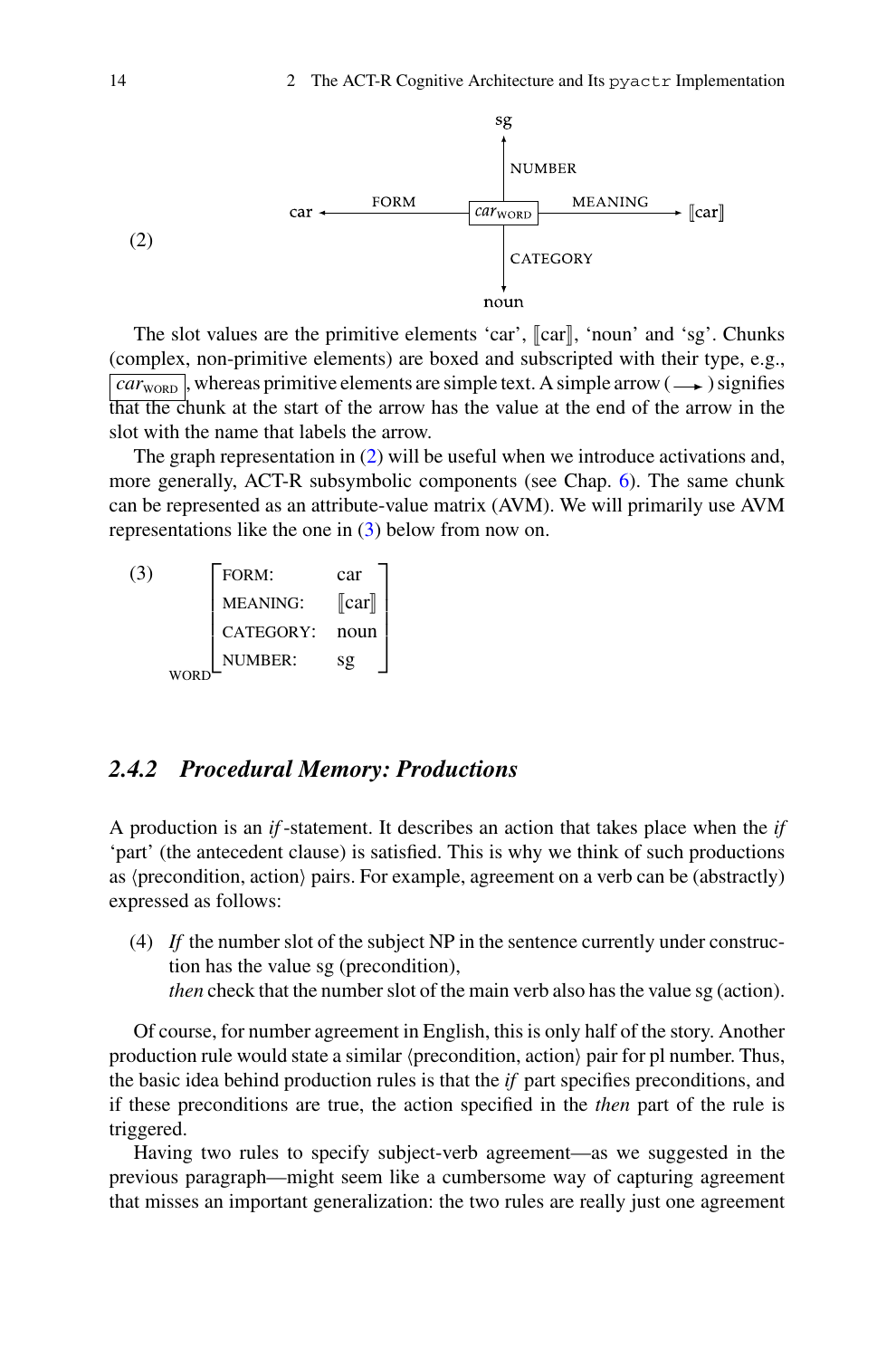(2) [Graph: chunk $\boxed{car_{\text{WORD}}}$ with arrows: FORM → car; MEANING → ⟦car⟧; NUMBER → sg; CATEGORY → noun]

The slot values are the primitive elements ‘car’, ⟦car⟧, ‘noun’ and ‘sg’. Chunks (complex, non-primitive elements) are boxed and subscripted with their type, e.g., $\boxed{car_{\text{WORD}}}$, whereas primitive elements are simple text. A simple arrow (⟶) signifies that the chunk at the start of the arrow has the value at the end of the arrow in the slot with the name that labels the arrow.

The graph representation in (2) will be useful when we introduce activations and, more generally, ACT-R subsymbolic components (see Chap. 6). The same chunk can be represented as an attribute-value matrix (AVM). We will primarily use AVM representations like the one in (3) below from now on.

(3)
$$
{}_{\text{WORD}}\begin{bmatrix}
\text{FORM:} & \text{car} \\
\text{MEANING:} & [\![\text{car}]\!] \\
\text{CATEGORY:} & \text{noun} \\
\text{NUMBER:} & \text{sg}
\end{bmatrix}
$$

## 2.4.2 Procedural Memory: Productions

A production is an *if*-statement. It describes an action that takes place when the *if* ‘part’ (the antecedent clause) is satisfied. This is why we think of such productions as ⟨precondition, action⟩ pairs. For example, agreement on a verb can be (abstractly) expressed as follows:

(4) *If* the number slot of the subject NP in the sentence currently under construction has the value sg (precondition),
*then* check that the number slot of the main verb also has the value sg (action).

Of course, for number agreement in English, this is only half of the story. Another production rule would state a similar ⟨precondition, action⟩ pair for pl number. Thus, the basic idea behind production rules is that the *if* part specifies preconditions, and if these preconditions are true, the action specified in the *then* part of the rule is triggered.

Having two rules to specify subject-verb agreement—as we suggested in the previous paragraph—might seem like a cumbersome way of capturing agreement that misses an important generalization: the two rules are really just one agreement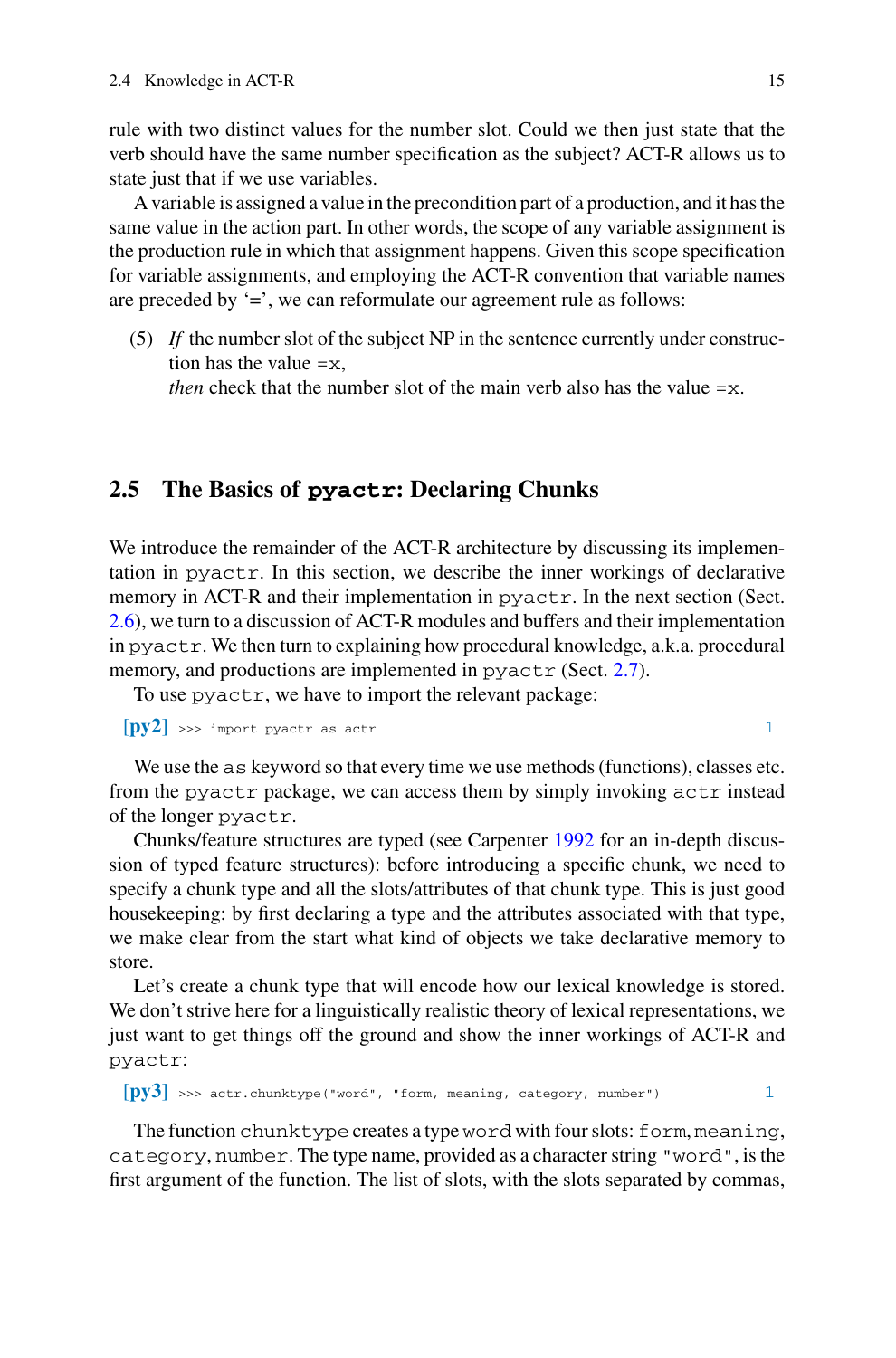rule with two distinct values for the number slot. Could we then just state that the verb should have the same number specification as the subject? ACT-R allows us to state just that if we use variables.

A variable is assigned a value in the precondition part of a production, and it has the same value in the action part. In other words, the scope of any variable assignment is the production rule in which that assignment happens. Given this scope specification for variable assignments, and employing the ACT-R convention that variable names are preceded by '=', we can reformulate our agreement rule as follows:

(5) *If* the number slot of the subject NP in the sentence currently under construction has the value `=x`,
*then* check that the number slot of the main verb also has the value `=x`.

## 2.5 The Basics of `pyactr`: Declaring Chunks

We introduce the remainder of the ACT-R architecture by discussing its implementation in `pyactr`. In this section, we describe the inner workings of declarative memory in ACT-R and their implementation in `pyactr`. In the next section (Sect. 2.6), we turn to a discussion of ACT-R modules and buffers and their implementation in `pyactr`. We then turn to explaining how procedural knowledge, a.k.a. procedural memory, and productions are implemented in `pyactr` (Sect. 2.7).

To use `pyactr`, we have to import the relevant package:

**[py2]**
```
>>> import pyactr as actr
```

We use the `as` keyword so that every time we use methods (functions), classes etc. from the `pyactr` package, we can access them by simply invoking `actr` instead of the longer `pyactr`.

Chunks/feature structures are typed (see Carpenter 1992 for an in-depth discussion of typed feature structures): before introducing a specific chunk, we need to specify a chunk type and all the slots/attributes of that chunk type. This is just good housekeeping: by first declaring a type and the attributes associated with that type, we make clear from the start what kind of objects we take declarative memory to store.

Let's create a chunk type that will encode how our lexical knowledge is stored. We don't strive here for a linguistically realistic theory of lexical representations, we just want to get things off the ground and show the inner workings of ACT-R and `pyactr`:

**[py3]**
```
>>> actr.chunktype("word", "form, meaning, category, number")
```

The function `chunktype` creates a type `word` with four slots: `form`, `meaning`, `category`, `number`. The type name, provided as a character string `"word"`, is the first argument of the function. The list of slots, with the slots separated by commas,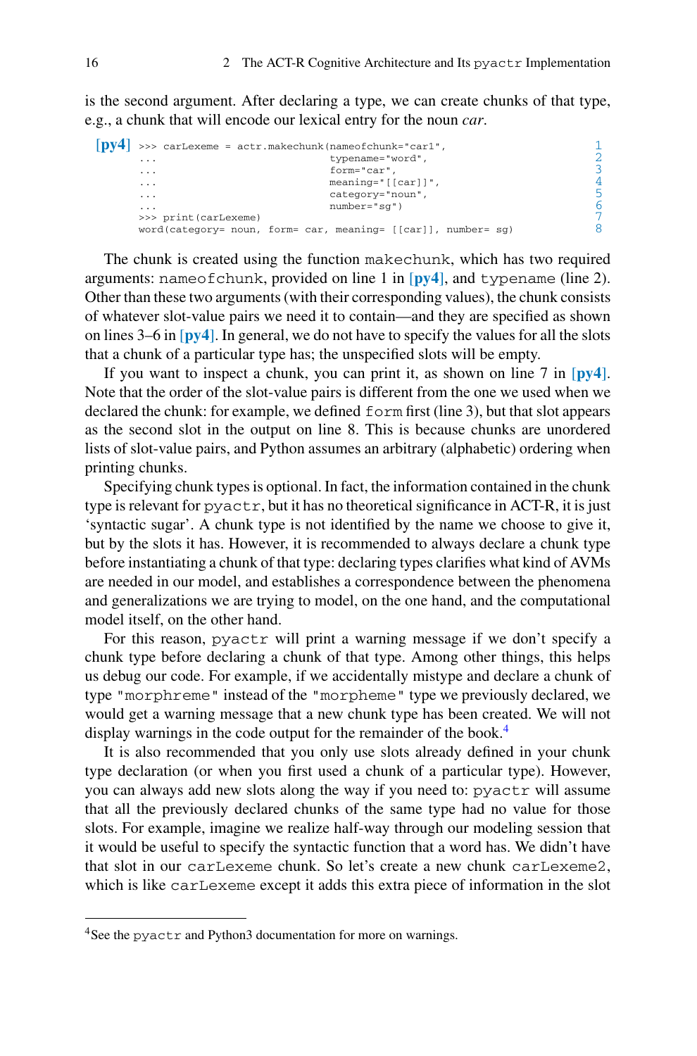is the second argument. After declaring a type, we can create chunks of that type, e.g., a chunk that will encode our lexical entry for the noun *car*.

**[py4]**
```
>>> carLexeme = actr.makechunk(nameofchunk="car1",                    1
...                            typename="word",                        2
...                            form="car",                             3
...                            meaning="[[car]]",                      4
...                            category="noun",                        5
...                            number="sg")                            6
>>> print(carLexeme)                                                   7
word(category= noun, form= car, meaning= [[car]], number= sg)          8
```

The chunk is created using the function `makechunk`, which has two required arguments: `nameofchunk`, provided on line 1 in **[py4]**, and `typename` (line 2). Other than these two arguments (with their corresponding values), the chunk consists of whatever slot-value pairs we need it to contain—and they are specified as shown on lines 3–6 in **[py4]**. In general, we do not have to specify the values for all the slots that a chunk of a particular type has; the unspecified slots will be empty.

If you want to inspect a chunk, you can print it, as shown on line 7 in **[py4]**. Note that the order of the slot-value pairs is different from the one we used when we declared the chunk: for example, we defined `form` first (line 3), but that slot appears as the second slot in the output on line 8. This is because chunks are unordered lists of slot-value pairs, and Python assumes an arbitrary (alphabetic) ordering when printing chunks.

Specifying chunk types is optional. In fact, the information contained in the chunk type is relevant for `pyactr`, but it has no theoretical significance in ACT-R, it is just 'syntactic sugar'. A chunk type is not identified by the name we choose to give it, but by the slots it has. However, it is recommended to always declare a chunk type before instantiating a chunk of that type: declaring types clarifies what kind of AVMs are needed in our model, and establishes a correspondence between the phenomena and generalizations we are trying to model, on the one hand, and the computational model itself, on the other hand.

For this reason, `pyactr` will print a warning message if we don't specify a chunk type before declaring a chunk of that type. Among other things, this helps us debug our code. For example, if we accidentally mistype and declare a chunk of type `"morphreme"` instead of the `"morpheme"` type we previously declared, we would get a warning message that a new chunk type has been created. We will not display warnings in the code output for the remainder of the book.[4]

It is also recommended that you only use slots already defined in your chunk type declaration (or when you first used a chunk of a particular type). However, you can always add new slots along the way if you need to: `pyactr` will assume that all the previously declared chunks of the same type had no value for those slots. For example, imagine we realize half-way through our modeling session that it would be useful to specify the syntactic function that a word has. We didn't have that slot in our `carLexeme` chunk. So let's create a new chunk `carLexeme2`, which is like `carLexeme` except it adds this extra piece of information in the slot

---

[4] See the `pyactr` and Python3 documentation for more on warnings.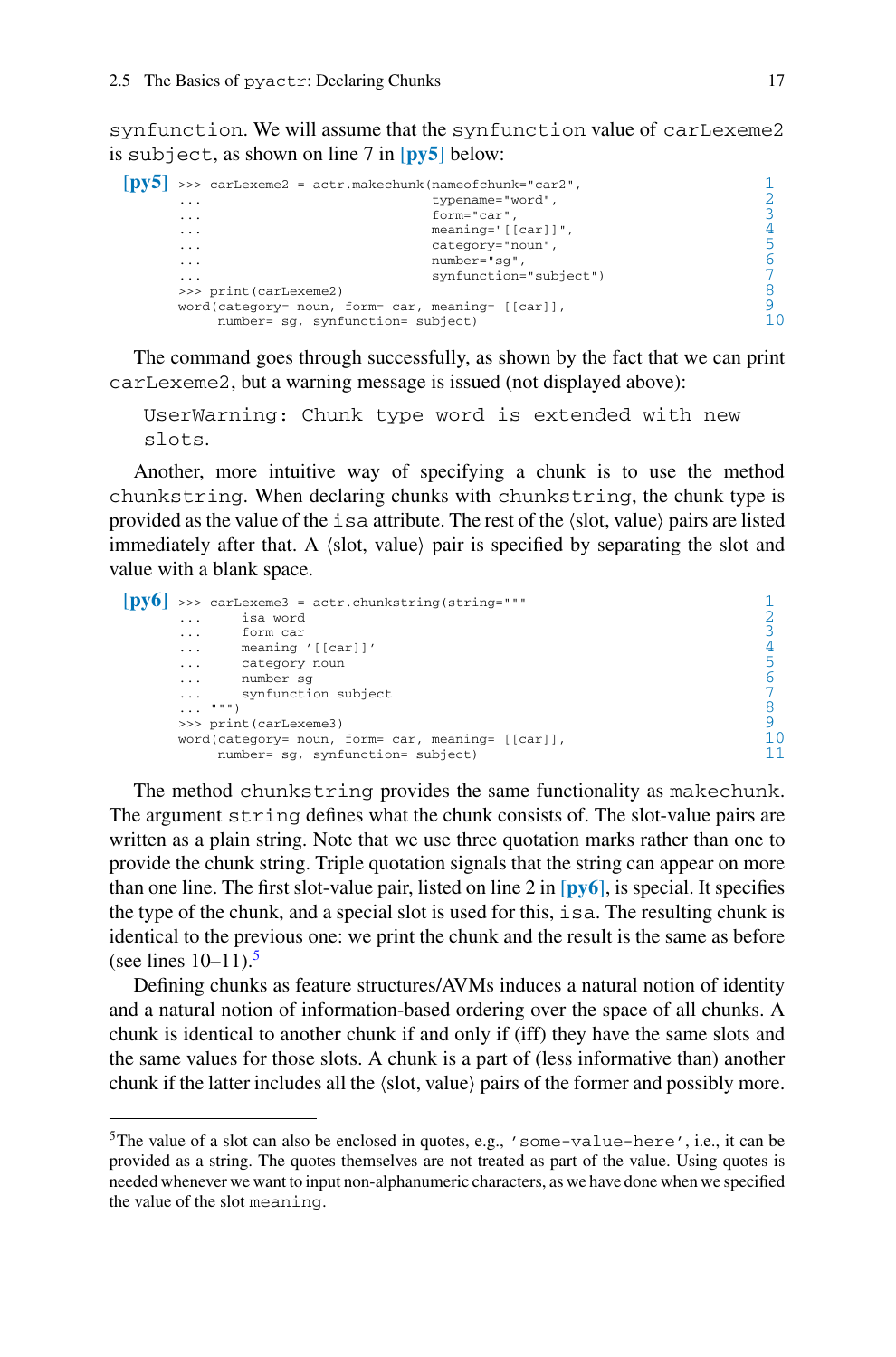synfunction. We will assume that the synfunction value of carLexeme2 is subject, as shown on line 7 in [py5] below:

**[py5]**
```
>>> carLexeme2 = actr.makechunk(nameofchunk="car2",                   1
...                             typename="word",                       2
...                             form="car",                            3
...                             meaning="[[car]]",                     4
...                             category="noun",                       5
...                             number="sg",                           6
...                             synfunction="subject")                 7
>>> print(carLexeme2)                                                  8
word(category= noun, form= car, meaning= [[car]],                      9
     number= sg, synfunction= subject)                                 10
```

The command goes through successfully, as shown by the fact that we can print carLexeme2, but a warning message is issued (not displayed above):

> UserWarning: Chunk type word is extended with new slots.

Another, more intuitive way of specifying a chunk is to use the method chunkstring. When declaring chunks with chunkstring, the chunk type is provided as the value of the isa attribute. The rest of the ⟨slot, value⟩ pairs are listed immediately after that. A ⟨slot, value⟩ pair is specified by separating the slot and value with a blank space.

**[py6]**
```
>>> carLexeme3 = actr.chunkstring(string="""                            1
...     isa word                                                        2
...     form car                                                        3
...     meaning '[[car]]'                                               4
...     category noun                                                   5
...     number sg                                                       6
...     synfunction subject                                             7
... """)                                                                8
>>> print(carLexeme3)                                                   9
word(category= noun, form= car, meaning= [[car]],                       10
     number= sg, synfunction= subject)                                  11
```

The method chunkstring provides the same functionality as makechunk. The argument string defines what the chunk consists of. The slot-value pairs are written as a plain string. Note that we use three quotation marks rather than one to provide the chunk string. Triple quotation signals that the string can appear on more than one line. The first slot-value pair, listed on line 2 in [py6], is special. It specifies the type of the chunk, and a special slot is used for this, isa. The resulting chunk is identical to the previous one: we print the chunk and the result is the same as before (see lines 10–11).[5]

Defining chunks as feature structures/AVMs induces a natural notion of identity and a natural notion of information-based ordering over the space of all chunks. A chunk is identical to another chunk if and only if (iff) they have the same slots and the same values for those slots. A chunk is a part of (less informative than) another chunk if the latter includes all the ⟨slot, value⟩ pairs of the former and possibly more.

---

[5] The value of a slot can also be enclosed in quotes, e.g., 'some-value-here', i.e., it can be provided as a string. The quotes themselves are not treated as part of the value. Using quotes is needed whenever we want to input non-alphanumeric characters, as we have done when we specified the value of the slot meaning.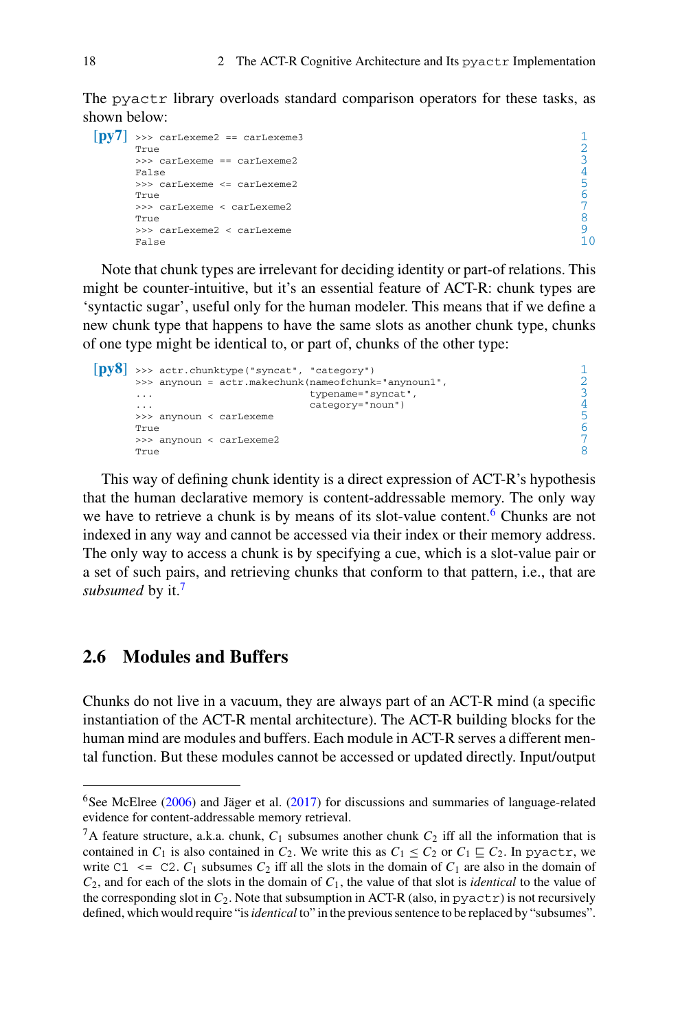The pyactr library overloads standard comparison operators for these tasks, as shown below:

**[py7]**
```
>>> carLexeme2 == carLexeme3
True
>>> carLexeme == carLexeme2
False
>>> carLexeme <= carLexeme2
True
>>> carLexeme < carLexeme2
True
>>> carLexeme2 < carLexeme
False
```

Note that chunk types are irrelevant for deciding identity or part-of relations. This might be counter-intuitive, but it's an essential feature of ACT-R: chunk types are 'syntactic sugar', useful only for the human modeler. This means that if we define a new chunk type that happens to have the same slots as another chunk type, chunks of one type might be identical to, or part of, chunks of the other type:

**[py8]**
```
>>> actr.chunktype("syncat", "category")
>>> anynoun = actr.makechunk(nameofchunk="anynoun1",
...                          typename="syncat",
...                          category="noun")
>>> anynoun < carLexeme
True
>>> anynoun < carLexeme2
True
```

This way of defining chunk identity is a direct expression of ACT-R's hypothesis that the human declarative memory is content-addressable memory. The only way we have to retrieve a chunk is by means of its slot-value content.[6] Chunks are not indexed in any way and cannot be accessed via their index or their memory address. The only way to access a chunk is by specifying a cue, which is a slot-value pair or a set of such pairs, and retrieving chunks that conform to that pattern, i.e., that are *subsumed* by it.[7]

## 2.6 Modules and Buffers

Chunks do not live in a vacuum, they are always part of an ACT-R mind (a specific instantiation of the ACT-R mental architecture). The ACT-R building blocks for the human mind are modules and buffers. Each module in ACT-R serves a different mental function. But these modules cannot be accessed or updated directly. Input/output

---

[6] See McElree (2006) and Jäger et al. (2017) for discussions and summaries of language-related evidence for content-addressable memory retrieval.

[7] A feature structure, a.k.a. chunk, $C_1$ subsumes another chunk $C_2$ iff all the information that is contained in $C_1$ is also contained in $C_2$. We write this as $C_1 \leq C_2$ or $C_1 \sqsubseteq C_2$. In pyactr, we write `C1 <= C2`. $C_1$ subsumes $C_2$ iff all the slots in the domain of $C_1$ are also in the domain of $C_2$, and for each of the slots in the domain of $C_1$, the value of that slot is *identical* to the value of the corresponding slot in $C_2$. Note that subsumption in ACT-R (also, in pyactr) is not recursively defined, which would require "is *identical* to" in the previous sentence to be replaced by "subsumes".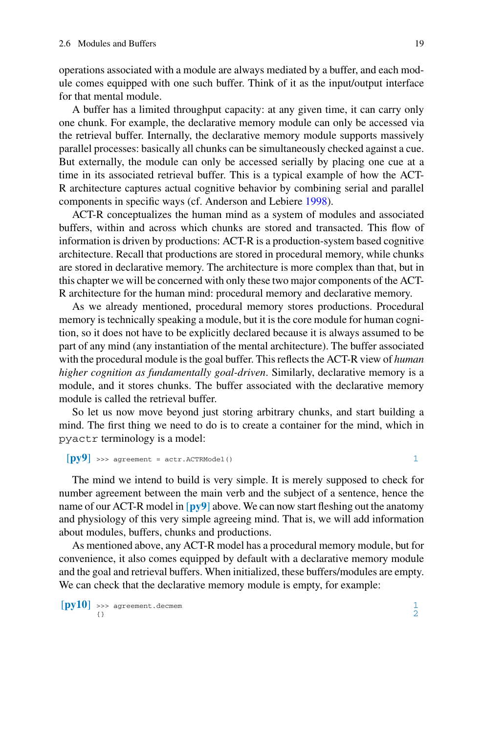operations associated with a module are always mediated by a buffer, and each module comes equipped with one such buffer. Think of it as the input/output interface for that mental module.

A buffer has a limited throughput capacity: at any given time, it can carry only one chunk. For example, the declarative memory module can only be accessed via the retrieval buffer. Internally, the declarative memory module supports massively parallel processes: basically all chunks can be simultaneously checked against a cue. But externally, the module can only be accessed serially by placing one cue at a time in its associated retrieval buffer. This is a typical example of how the ACT-R architecture captures actual cognitive behavior by combining serial and parallel components in specific ways (cf. Anderson and Lebiere 1998).

ACT-R conceptualizes the human mind as a system of modules and associated buffers, within and across which chunks are stored and transacted. This flow of information is driven by productions: ACT-R is a production-system based cognitive architecture. Recall that productions are stored in procedural memory, while chunks are stored in declarative memory. The architecture is more complex than that, but in this chapter we will be concerned with only these two major components of the ACT-R architecture for the human mind: procedural memory and declarative memory.

As we already mentioned, procedural memory stores productions. Procedural memory is technically speaking a module, but it is the core module for human cognition, so it does not have to be explicitly declared because it is always assumed to be part of any mind (any instantiation of the mental architecture). The buffer associated with the procedural module is the goal buffer. This reflects the ACT-R view of *human higher cognition as fundamentally goal-driven*. Similarly, declarative memory is a module, and it stores chunks. The buffer associated with the declarative memory module is called the retrieval buffer.

So let us now move beyond just storing arbitrary chunks, and start building a mind. The first thing we need to do is to create a container for the mind, which in `pyactr` terminology is a model:

**[py9]**
```
>>> agreement = actr.ACTRModel()
```

The mind we intend to build is very simple. It is merely supposed to check for number agreement between the main verb and the subject of a sentence, hence the name of our ACT-R model in [py9] above. We can now start fleshing out the anatomy and physiology of this very simple agreeing mind. That is, we will add information about modules, buffers, chunks and productions.

As mentioned above, any ACT-R model has a procedural memory module, but for convenience, it also comes equipped by default with a declarative memory module and the goal and retrieval buffers. When initialized, these buffers/modules are empty. We can check that the declarative memory module is empty, for example:

**[py10]**
```
>>> agreement.decmem
{}
```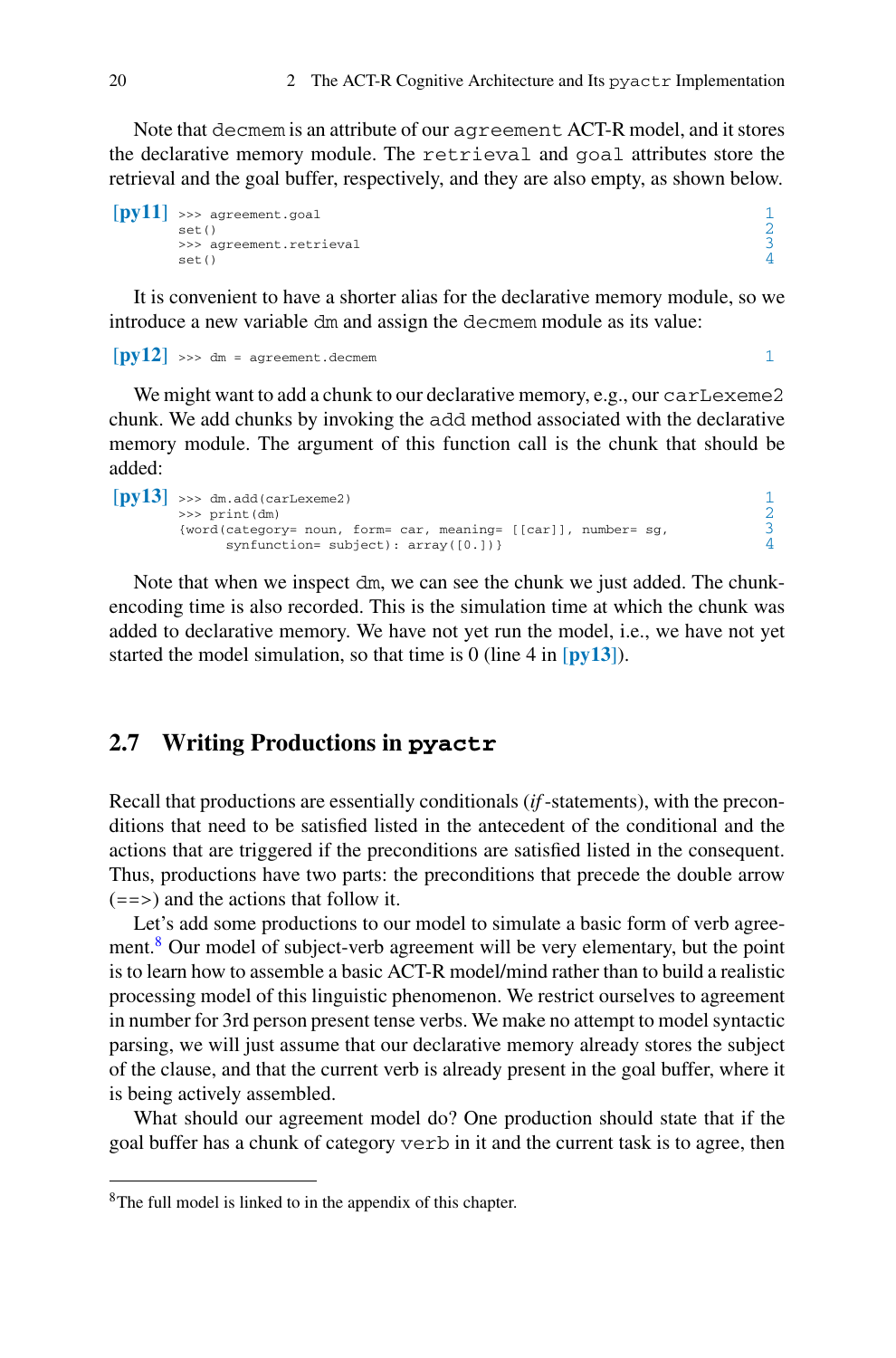Note that decmem is an attribute of our agreement ACT-R model, and it stores the declarative memory module. The retrieval and goal attributes store the retrieval and the goal buffer, respectively, and they are also empty, as shown below.

**[py11]**
```
>>> agreement.goal
set()
>>> agreement.retrieval
set()
```

It is convenient to have a shorter alias for the declarative memory module, so we introduce a new variable dm and assign the decmem module as its value:

**[py12]**
```
>>> dm = agreement.decmem
```

We might want to add a chunk to our declarative memory, e.g., our carLexeme2 chunk. We add chunks by invoking the add method associated with the declarative memory module. The argument of this function call is the chunk that should be added:

**[py13]**
```
>>> dm.add(carLexeme2)
>>> print(dm)
{word(category= noun, form= car, meaning= [[car]], number= sg,
      synfunction= subject): array([0.])}
```

Note that when we inspect dm, we can see the chunk we just added. The chunk-encoding time is also recorded. This is the simulation time at which the chunk was added to declarative memory. We have not yet run the model, i.e., we have not yet started the model simulation, so that time is 0 (line 4 in [py13]).

## 2.7 Writing Productions in pyactr

Recall that productions are essentially conditionals (*if*-statements), with the preconditions that need to be satisfied listed in the antecedent of the conditional and the actions that are triggered if the preconditions are satisfied listed in the consequent. Thus, productions have two parts: the preconditions that precede the double arrow (==>) and the actions that follow it.

Let's add some productions to our model to simulate a basic form of verb agreement.[8] Our model of subject-verb agreement will be very elementary, but the point is to learn how to assemble a basic ACT-R model/mind rather than to build a realistic processing model of this linguistic phenomenon. We restrict ourselves to agreement in number for 3rd person present tense verbs. We make no attempt to model syntactic parsing, we will just assume that our declarative memory already stores the subject of the clause, and that the current verb is already present in the goal buffer, where it is being actively assembled.

What should our agreement model do? One production should state that if the goal buffer has a chunk of category verb in it and the current task is to agree, then

[8] The full model is linked to in the appendix of this chapter.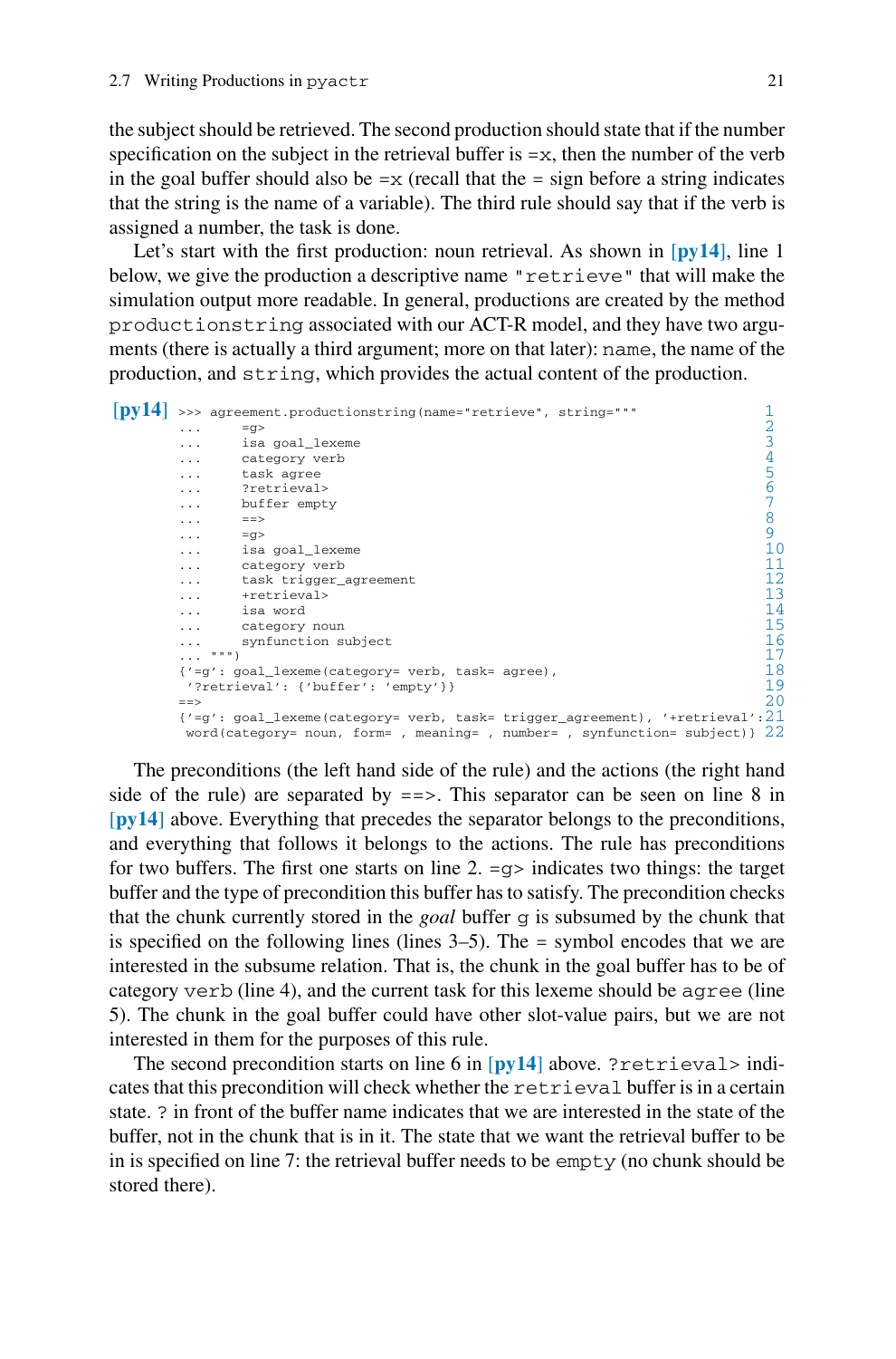the subject should be retrieved. The second production should state that if the number specification on the subject in the retrieval buffer is =x, then the number of the verb in the goal buffer should also be =x (recall that the = sign before a string indicates that the string is the name of a variable). The third rule should say that if the verb is assigned a number, the task is done.

Let's start with the first production: noun retrieval. As shown in [py14], line 1 below, we give the production a descriptive name "retrieve" that will make the simulation output more readable. In general, productions are created by the method productionstring associated with our ACT-R model, and they have two arguments (there is actually a third argument; more on that later): name, the name of the production, and string, which provides the actual content of the production.

[py14]
```
>>> agreement.productionstring(name="retrieve", string="""        1
...     =g>                                                        2
...     isa goal_lexeme                                            3
...     category verb                                              4
...     task agree                                                 5
...     ?retrieval>                                                6
...     buffer empty                                               7
...     ==>                                                        8
...     =g>                                                        9
...     isa goal_lexeme                                            10
...     category verb                                              11
...     task trigger_agreement                                     12
...     +retrieval>                                                13
...     isa word                                                   14
...     category noun                                              15
...     synfunction subject                                        16
... """)                                                           17
{'=g': goal_lexeme(category= verb, task= agree),                   18
 '?retrieval': {'buffer': 'empty'}}                                19
==>                                                                20
{'=g': goal_lexeme(category= verb, task= trigger_agreement), '+retrieval':21
 word(category= noun, form= , meaning= , number= , synfunction= subject)} 22
```

The preconditions (the left hand side of the rule) and the actions (the right hand side of the rule) are separated by ==>. This separator can be seen on line 8 in [py14] above. Everything that precedes the separator belongs to the preconditions, and everything that follows it belongs to the actions. The rule has preconditions for two buffers. The first one starts on line 2. =g> indicates two things: the target buffer and the type of precondition this buffer has to satisfy. The precondition checks that the chunk currently stored in the *goal* buffer g is subsumed by the chunk that is specified on the following lines (lines 3–5). The = symbol encodes that we are interested in the subsume relation. That is, the chunk in the goal buffer has to be of category verb (line 4), and the current task for this lexeme should be agree (line 5). The chunk in the goal buffer could have other slot-value pairs, but we are not interested in them for the purposes of this rule.

The second precondition starts on line 6 in [py14] above. ?retrieval> indicates that this precondition will check whether the retrieval buffer is in a certain state. ? in front of the buffer name indicates that we are interested in the state of the buffer, not in the chunk that is in it. The state that we want the retrieval buffer to be in is specified on line 7: the retrieval buffer needs to be empty (no chunk should be stored there).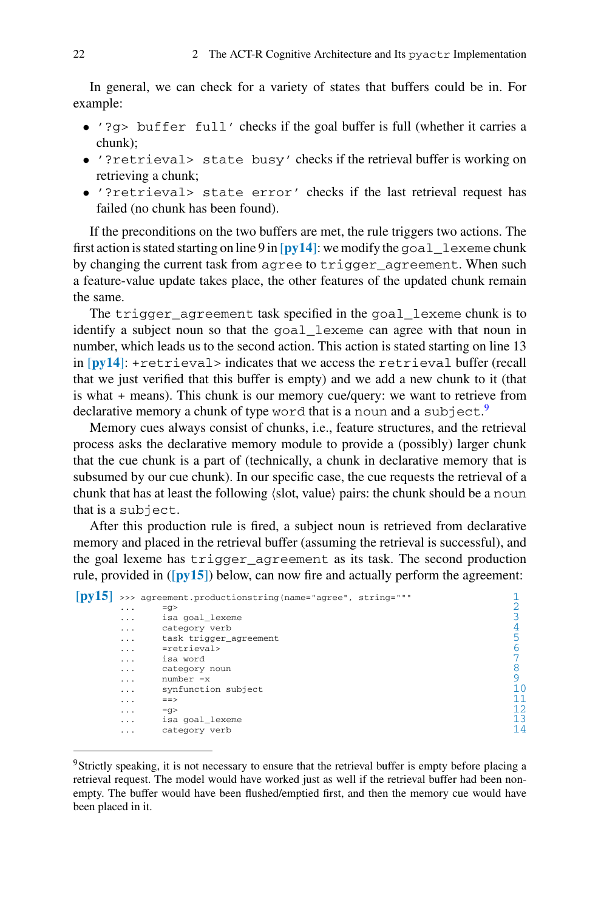In general, we can check for a variety of states that buffers could be in. For example:

- `'?g> buffer full'` checks if the goal buffer is full (whether it carries a chunk);
- `'?retrieval> state busy'` checks if the retrieval buffer is working on retrieving a chunk;
- `'?retrieval> state error'` checks if the last retrieval request has failed (no chunk has been found).

If the preconditions on the two buffers are met, the rule triggers two actions. The first action is stated starting on line 9 in [py14]: we modify the `goal_lexeme` chunk by changing the current task from `agree` to `trigger_agreement`. When such a feature-value update takes place, the other features of the updated chunk remain the same.

The `trigger_agreement` task specified in the `goal_lexeme` chunk is to identify a subject noun so that the `goal_lexeme` can agree with that noun in number, which leads us to the second action. This action is stated starting on line 13 in [py14]: `+retrieval>` indicates that we access the `retrieval` buffer (recall that we just verified that this buffer is empty) and we add a new chunk to it (that is what `+` means). This chunk is our memory cue/query: we want to retrieve from declarative memory a chunk of type `word` that is a `noun` and a `subject`.[9]

Memory cues always consist of chunks, i.e., feature structures, and the retrieval process asks the declarative memory module to provide a (possibly) larger chunk that the cue chunk is a part of (technically, a chunk in declarative memory that is subsumed by our cue chunk). In our specific case, the cue requests the retrieval of a chunk that has at least the following ⟨slot, value⟩ pairs: the chunk should be a `noun` that is a `subject`.

After this production rule is fired, a subject noun is retrieved from declarative memory and placed in the retrieval buffer (assuming the retrieval is successful), and the goal lexeme has `trigger_agreement` as its task. The second production rule, provided in ([py15]) below, can now fire and actually perform the agreement:

**[py15]**
```
>>> agreement.productionstring(name="agree", string="""     1
...     =g>                                                   2
...     isa goal_lexeme                                       3
...     category verb                                         4
...     task trigger_agreement                                5
...     =retrieval>                                           6
...     isa word                                              7
...     category noun                                         8
...     number =x                                             9
...     synfunction subject                                   10
...     ==>                                                   11
...     =g>                                                   12
...     isa goal_lexeme                                       13
...     category verb                                         14
```

[9] Strictly speaking, it is not necessary to ensure that the retrieval buffer is empty before placing a retrieval request. The model would have worked just as well if the retrieval buffer had been non-empty. The buffer would have been flushed/emptied first, and then the memory cue would have been placed in it.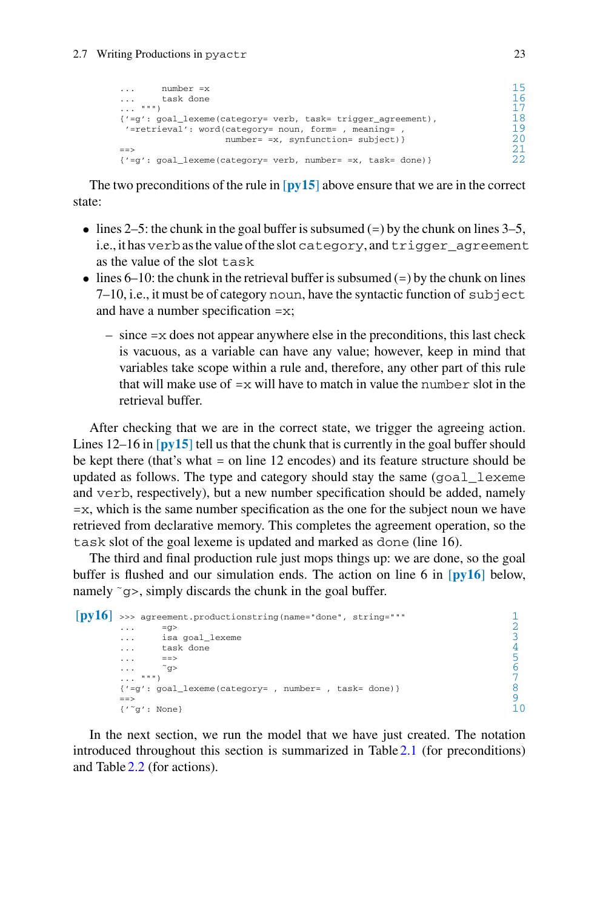```
...     number =x                                                          15
...     task done                                                          16
... """)                                                                   17
{'=g': goal_lexeme(category= verb, task= trigger_agreement),               18
 '=retrieval': word(category= noun, form= , meaning= ,                     19
                 number= =x, synfunction= subject)}                        20
==>                                                                        21
{'=g': goal_lexeme(category= verb, number= =x, task= done)}                22
```

The two preconditions of the rule in [py15] above ensure that we are in the correct state:

- lines 2–5: the chunk in the goal buffer is subsumed (=) by the chunk on lines 3–5, i.e., it has `verb` as the value of the slot `category`, and `trigger_agreement` as the value of the slot `task`
- lines 6–10: the chunk in the retrieval buffer is subsumed (=) by the chunk on lines 7–10, i.e., it must be of category `noun`, have the syntactic function of `subject` and have a number specification `=x`;
  - since `=x` does not appear anywhere else in the preconditions, this last check is vacuous, as a variable can have any value; however, keep in mind that variables take scope within a rule and, therefore, any other part of this rule that will make use of `=x` will have to match in value the `number` slot in the retrieval buffer.

After checking that we are in the correct state, we trigger the agreeing action. Lines 12–16 in [py15] tell us that the chunk that is currently in the goal buffer should be kept there (that's what = on line 12 encodes) and its feature structure should be updated as follows. The type and category should stay the same (`goal_lexeme` and `verb`, respectively), but a new number specification should be added, namely `=x`, which is the same number specification as the one for the subject noun we have retrieved from declarative memory. This completes the agreement operation, so the `task` slot of the goal lexeme is updated and marked as `done` (line 16).

The third and final production rule just mops things up: we are done, so the goal buffer is flushed and our simulation ends. The action on line 6 in [py16] below, namely `~g>`, simply discards the chunk in the goal buffer.

**[py16]**
```
>>> agreement.productionstring(name="done", string="""                     1
...     =g>                                                                2
...     isa goal_lexeme                                                    3
...     task done                                                          4
...     ==>                                                                5
...     ~g>                                                                6
... """)                                                                   7
{'=g': goal_lexeme(category= , number= , task= done)}                      8
==>                                                                        9
{'~g': None}                                                               10
```

In the next section, we run the model that we have just created. The notation introduced throughout this section is summarized in Table 2.1 (for preconditions) and Table 2.2 (for actions).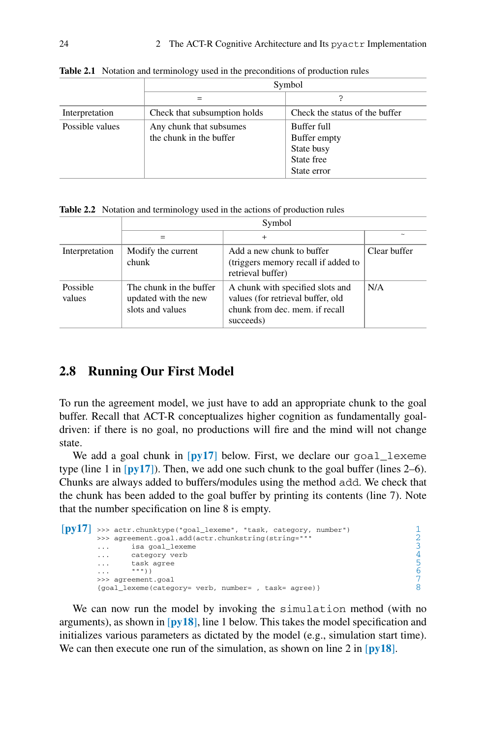**Table 2.1** Notation and terminology used in the preconditions of production rules

| | Symbol | |
|---|---|---|
| | = | ? |
| Interpretation | Check that subsumption holds | Check the status of the buffer |
| Possible values | Any chunk that subsumes the chunk in the buffer | Buffer full<br>Buffer empty<br>State busy<br>State free<br>State error |

**Table 2.2** Notation and terminology used in the actions of production rules

| | Symbol | | |
|---|---|---|---|
| | = | + | ~ |
| Interpretation | Modify the current chunk | Add a new chunk to buffer (triggers memory recall if added to retrieval buffer) | Clear buffer |
| Possible values | The chunk in the buffer updated with the new slots and values | A chunk with specified slots and values (for retrieval buffer, old chunk from dec. mem. if recall succeeds) | N/A |

## 2.8 Running Our First Model

To run the agreement model, we just have to add an appropriate chunk to the goal buffer. Recall that ACT-R conceptualizes higher cognition as fundamentally goal-driven: if there is no goal, no productions will fire and the mind will not change state.

We add a goal chunk in [py17] below. First, we declare our `goal_lexeme` type (line 1 in [py17]). Then, we add one such chunk to the goal buffer (lines 2–6). Chunks are always added to buffers/modules using the method `add`. We check that the chunk has been added to the goal buffer by printing its contents (line 7). Note that the number specification on line 8 is empty.

[py17]
```
>>> actr.chunktype("goal_lexeme", "task, category, number")
>>> agreement.goal.add(actr.chunkstring(string="""
...     isa goal_lexeme
...     category verb
...     task agree
...     """))
>>> agreement.goal
{goal_lexeme(category= verb, number= , task= agree)}
```

We can now run the model by invoking the `simulation` method (with no arguments), as shown in [py18], line 1 below. This takes the model specification and initializes various parameters as dictated by the model (e.g., simulation start time). We can then execute one run of the simulation, as shown on line 2 in [py18].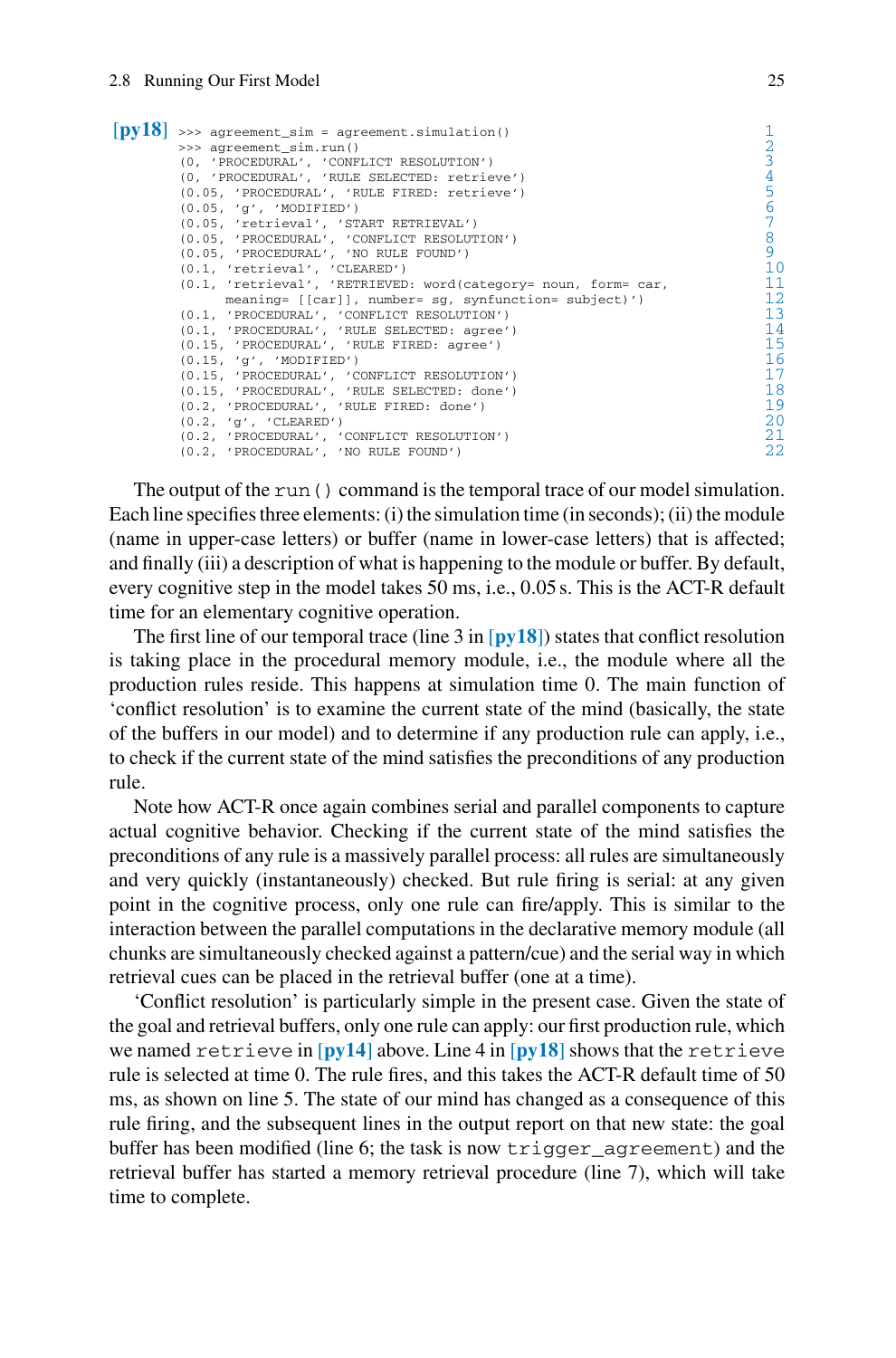**[py18]**

```
>>> agreement_sim = agreement.simulation()
>>> agreement_sim.run()
(0, 'PROCEDURAL', 'CONFLICT RESOLUTION')
(0, 'PROCEDURAL', 'RULE SELECTED: retrieve')
(0.05, 'PROCEDURAL', 'RULE FIRED: retrieve')
(0.05, 'g', 'MODIFIED')
(0.05, 'retrieval', 'START RETRIEVAL')
(0.05, 'PROCEDURAL', 'CONFLICT RESOLUTION')
(0.05, 'PROCEDURAL', 'NO RULE FOUND')
(0.1, 'retrieval', 'CLEARED')
(0.1, 'retrieval', 'RETRIEVED: word(category= noun, form= car,
      meaning= [[car]], number= sg, synfunction= subject)')
(0.1, 'PROCEDURAL', 'CONFLICT RESOLUTION')
(0.1, 'PROCEDURAL', 'RULE SELECTED: agree')
(0.15, 'PROCEDURAL', 'RULE FIRED: agree')
(0.15, 'g', 'MODIFIED')
(0.15, 'PROCEDURAL', 'CONFLICT RESOLUTION')
(0.15, 'PROCEDURAL', 'RULE SELECTED: done')
(0.2, 'PROCEDURAL', 'RULE FIRED: done')
(0.2, 'g', 'CLEARED')
(0.2, 'PROCEDURAL', 'CONFLICT RESOLUTION')
(0.2, 'PROCEDURAL', 'NO RULE FOUND')
```

The output of the `run()` command is the temporal trace of our model simulation. Each line specifies three elements: (i) the simulation time (in seconds); (ii) the module (name in upper-case letters) or buffer (name in lower-case letters) that is affected; and finally (iii) a description of what is happening to the module or buffer. By default, every cognitive step in the model takes 50 ms, i.e., 0.05 s. This is the ACT-R default time for an elementary cognitive operation.

The first line of our temporal trace (line 3 in **[py18]**) states that conflict resolution is taking place in the procedural memory module, i.e., the module where all the production rules reside. This happens at simulation time 0. The main function of 'conflict resolution' is to examine the current state of the mind (basically, the state of the buffers in our model) and to determine if any production rule can apply, i.e., to check if the current state of the mind satisfies the preconditions of any production rule.

Note how ACT-R once again combines serial and parallel components to capture actual cognitive behavior. Checking if the current state of the mind satisfies the preconditions of any rule is a massively parallel process: all rules are simultaneously and very quickly (instantaneously) checked. But rule firing is serial: at any given point in the cognitive process, only one rule can fire/apply. This is similar to the interaction between the parallel computations in the declarative memory module (all chunks are simultaneously checked against a pattern/cue) and the serial way in which retrieval cues can be placed in the retrieval buffer (one at a time).

'Conflict resolution' is particularly simple in the present case. Given the state of the goal and retrieval buffers, only one rule can apply: our first production rule, which we named `retrieve` in **[py14]** above. Line 4 in **[py18]** shows that the `retrieve` rule is selected at time 0. The rule fires, and this takes the ACT-R default time of 50 ms, as shown on line 5. The state of our mind has changed as a consequence of this rule firing, and the subsequent lines in the output report on that new state: the goal buffer has been modified (line 6; the task is now `trigger_agreement`) and the retrieval buffer has started a memory retrieval procedure (line 7), which will take time to complete.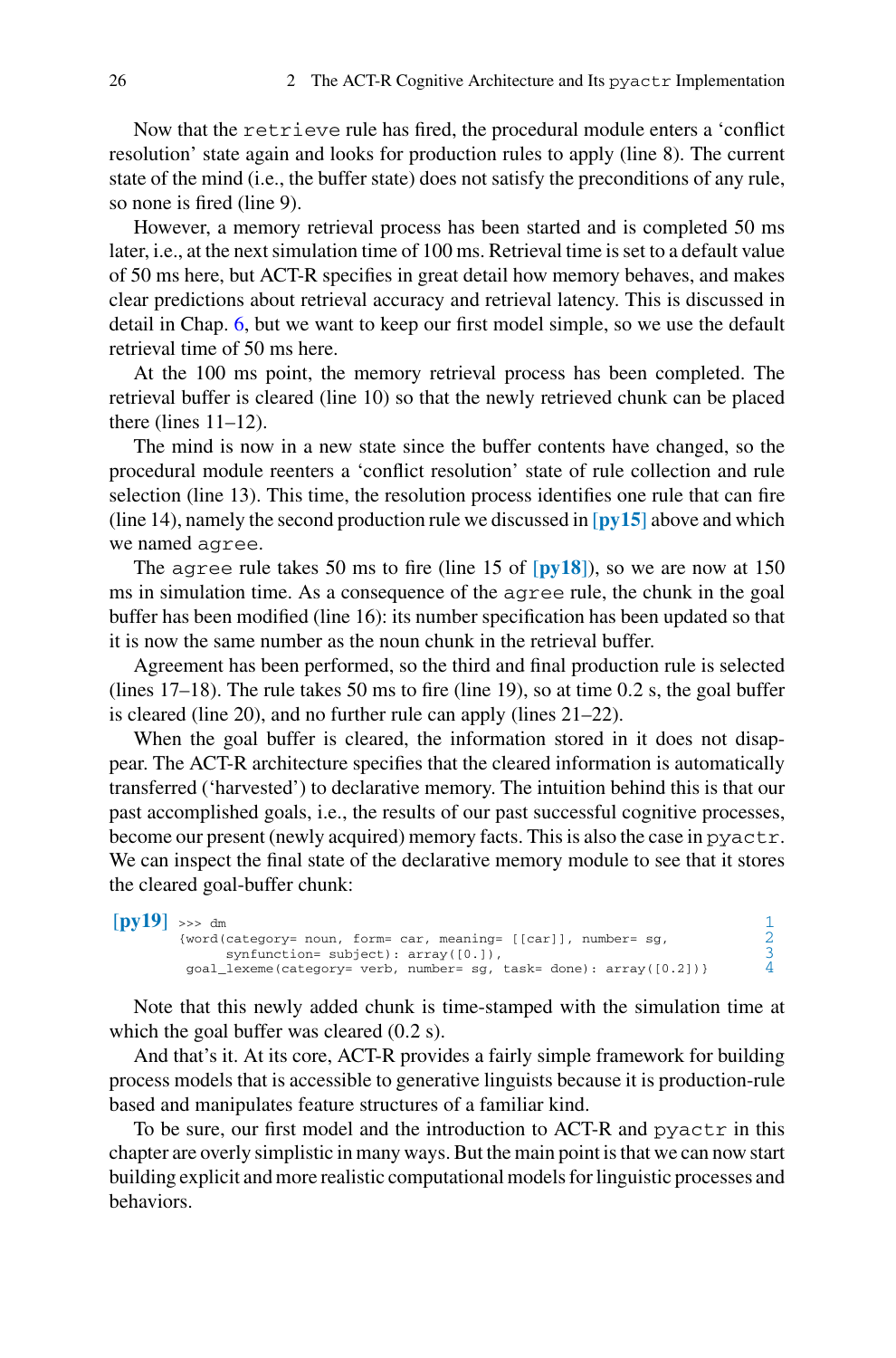Now that the retrieve rule has fired, the procedural module enters a 'conflict resolution' state again and looks for production rules to apply (line 8). The current state of the mind (i.e., the buffer state) does not satisfy the preconditions of any rule, so none is fired (line 9).

However, a memory retrieval process has been started and is completed 50 ms later, i.e., at the next simulation time of 100 ms. Retrieval time is set to a default value of 50 ms here, but ACT-R specifies in great detail how memory behaves, and makes clear predictions about retrieval accuracy and retrieval latency. This is discussed in detail in Chap. 6, but we want to keep our first model simple, so we use the default retrieval time of 50 ms here.

At the 100 ms point, the memory retrieval process has been completed. The retrieval buffer is cleared (line 10) so that the newly retrieved chunk can be placed there (lines 11–12).

The mind is now in a new state since the buffer contents have changed, so the procedural module reenters a 'conflict resolution' state of rule collection and rule selection (line 13). This time, the resolution process identifies one rule that can fire (line 14), namely the second production rule we discussed in **[py15]** above and which we named agree.

The agree rule takes 50 ms to fire (line 15 of **[py18]**), so we are now at 150 ms in simulation time. As a consequence of the agree rule, the chunk in the goal buffer has been modified (line 16): its number specification has been updated so that it is now the same number as the noun chunk in the retrieval buffer.

Agreement has been performed, so the third and final production rule is selected (lines 17–18). The rule takes 50 ms to fire (line 19), so at time 0.2 s, the goal buffer is cleared (line 20), and no further rule can apply (lines 21–22).

When the goal buffer is cleared, the information stored in it does not disappear. The ACT-R architecture specifies that the cleared information is automatically transferred ('harvested') to declarative memory. The intuition behind this is that our past accomplished goals, i.e., the results of our past successful cognitive processes, become our present (newly acquired) memory facts. This is also the case in pyactr. We can inspect the final state of the declarative memory module to see that it stores the cleared goal-buffer chunk:

**[py19]**
```
>>> dm                                                                    1
{word(category= noun, form= car, meaning= [[car]], number= sg,           2
      synfunction= subject): array([0.]),                                 3
 goal_lexeme(category= verb, number= sg, task= done): array([0.2])}      4
```

Note that this newly added chunk is time-stamped with the simulation time at which the goal buffer was cleared (0.2 s).

And that's it. At its core, ACT-R provides a fairly simple framework for building process models that is accessible to generative linguists because it is production-rule based and manipulates feature structures of a familiar kind.

To be sure, our first model and the introduction to ACT-R and pyactr in this chapter are overly simplistic in many ways. But the main point is that we can now start building explicit and more realistic computational models for linguistic processes and behaviors.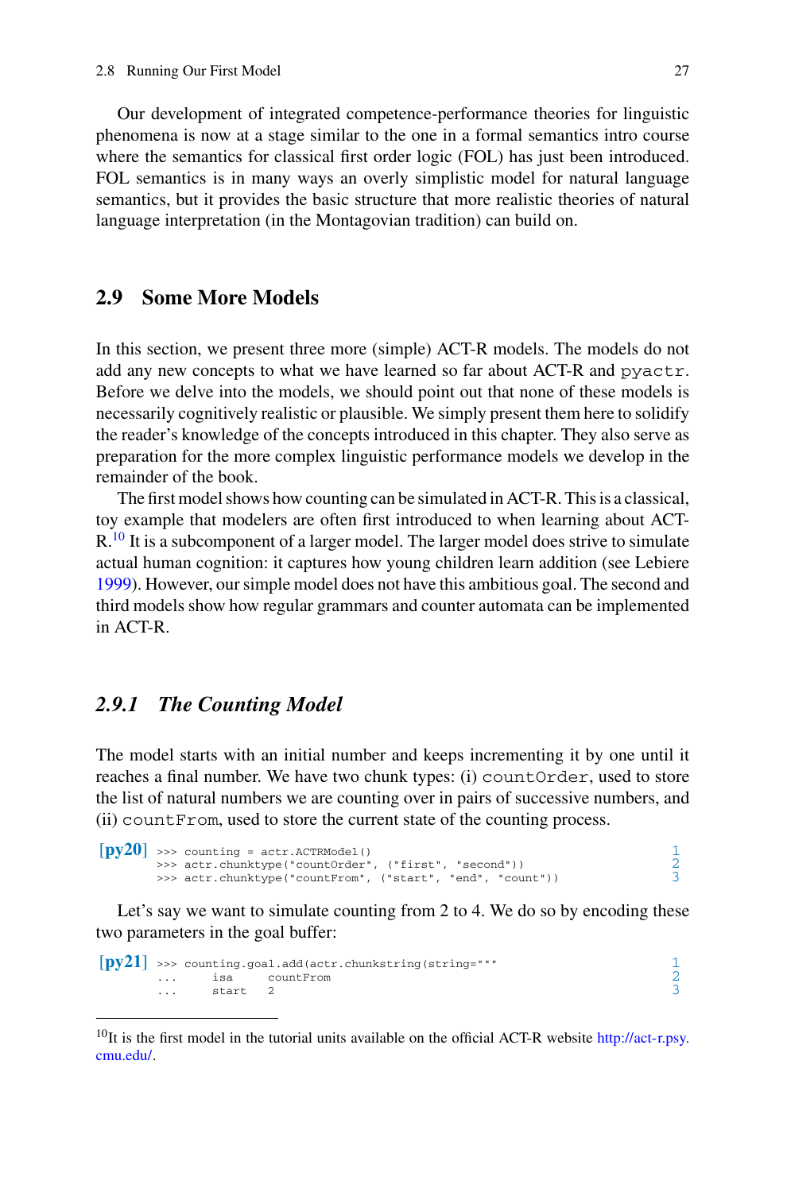Our development of integrated competence-performance theories for linguistic phenomena is now at a stage similar to the one in a formal semantics intro course where the semantics for classical first order logic (FOL) has just been introduced. FOL semantics is in many ways an overly simplistic model for natural language semantics, but it provides the basic structure that more realistic theories of natural language interpretation (in the Montagovian tradition) can build on.

## 2.9 Some More Models

In this section, we present three more (simple) ACT-R models. The models do not add any new concepts to what we have learned so far about ACT-R and `pyactr`. Before we delve into the models, we should point out that none of these models is necessarily cognitively realistic or plausible. We simply present them here to solidify the reader's knowledge of the concepts introduced in this chapter. They also serve as preparation for the more complex linguistic performance models we develop in the remainder of the book.

The first model shows how counting can be simulated in ACT-R. This is a classical, toy example that modelers are often first introduced to when learning about ACT-R.[10] It is a subcomponent of a larger model. The larger model does strive to simulate actual human cognition: it captures how young children learn addition (see Lebiere 1999). However, our simple model does not have this ambitious goal. The second and third models show how regular grammars and counter automata can be implemented in ACT-R.

### 2.9.1 The Counting Model

The model starts with an initial number and keeps incrementing it by one until it reaches a final number. We have two chunk types: (i) `countOrder`, used to store the list of natural numbers we are counting over in pairs of successive numbers, and (ii) `countFrom`, used to store the current state of the counting process.

**[py20]**
```
>>> counting = actr.ACTRModel()                                    1
>>> actr.chunktype("countOrder", ("first", "second"))              2
>>> actr.chunktype("countFrom", ("start", "end", "count"))         3
```

Let's say we want to simulate counting from 2 to 4. We do so by encoding these two parameters in the goal buffer:

**[py21]**
```
>>> counting.goal.add(actr.chunkstring(string="""                  1
...     isa     countFrom                                          2
...     start   2                                                  3
```

[10] It is the first model in the tutorial units available on the official ACT-R website http://act-r.psy.cmu.edu/.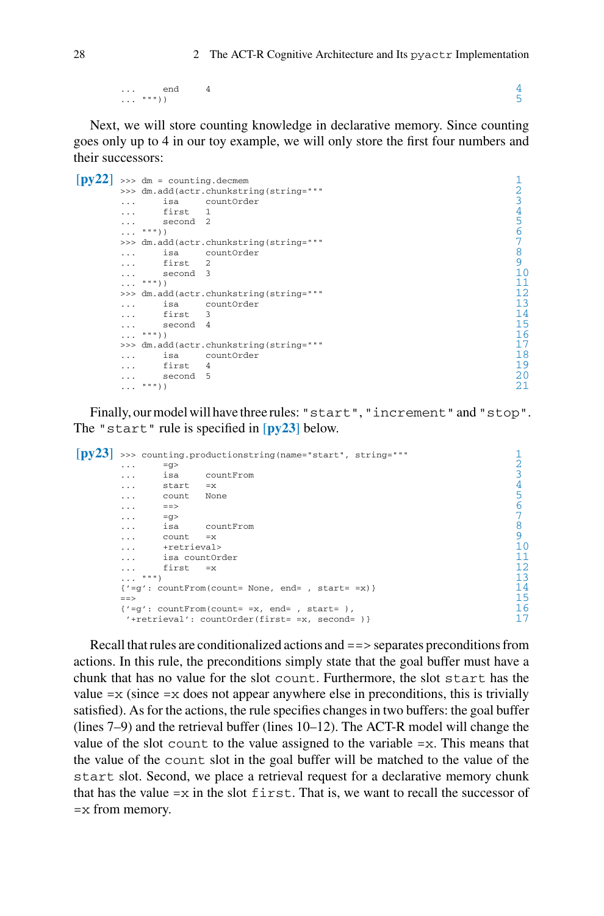```
...     end     4
... """))
```

Next, we will store counting knowledge in declarative memory. Since counting goes only up to 4 in our toy example, we will only store the first four numbers and their successors:

**[py22]**
```
>>> dm = counting.decmem
>>> dm.add(actr.chunkstring(string="""
...     isa     countOrder
...     first   1
...     second  2
... """))
>>> dm.add(actr.chunkstring(string="""
...     isa     countOrder
...     first   2
...     second  3
... """))
>>> dm.add(actr.chunkstring(string="""
...     isa     countOrder
...     first   3
...     second  4
... """))
>>> dm.add(actr.chunkstring(string="""
...     isa     countOrder
...     first   4
...     second  5
... """))
```

Finally, our model will have three rules: `"start"`, `"increment"` and `"stop"`. The `"start"` rule is specified in **[py23]** below.

**[py23]**
```
>>> counting.productionstring(name="start", string="""
...     =g>
...     isa     countFrom
...     start   =x
...     count   None
...     ==>
...     =g>
...     isa     countFrom
...     count   =x
...     +retrieval>
...     isa countOrder
...     first   =x
... """)
{'=g': countFrom(count= None, end= , start= =x)}
==>
{'=g': countFrom(count= =x, end= , start= ),
 '+retrieval': countOrder(first= =x, second= )}
```

Recall that rules are conditionalized actions and `==>` separates preconditions from actions. In this rule, the preconditions simply state that the goal buffer must have a chunk that has no value for the slot `count`. Furthermore, the slot `start` has the value `=x` (since `=x` does not appear anywhere else in preconditions, this is trivially satisfied). As for the actions, the rule specifies changes in two buffers: the goal buffer (lines 7–9) and the retrieval buffer (lines 10–12). The ACT-R model will change the value of the slot `count` to the value assigned to the variable `=x`. This means that the value of the `count` slot in the goal buffer will be matched to the value of the `start` slot. Second, we place a retrieval request for a declarative memory chunk that has the value `=x` in the slot `first`. That is, we want to recall the successor of `=x` from memory.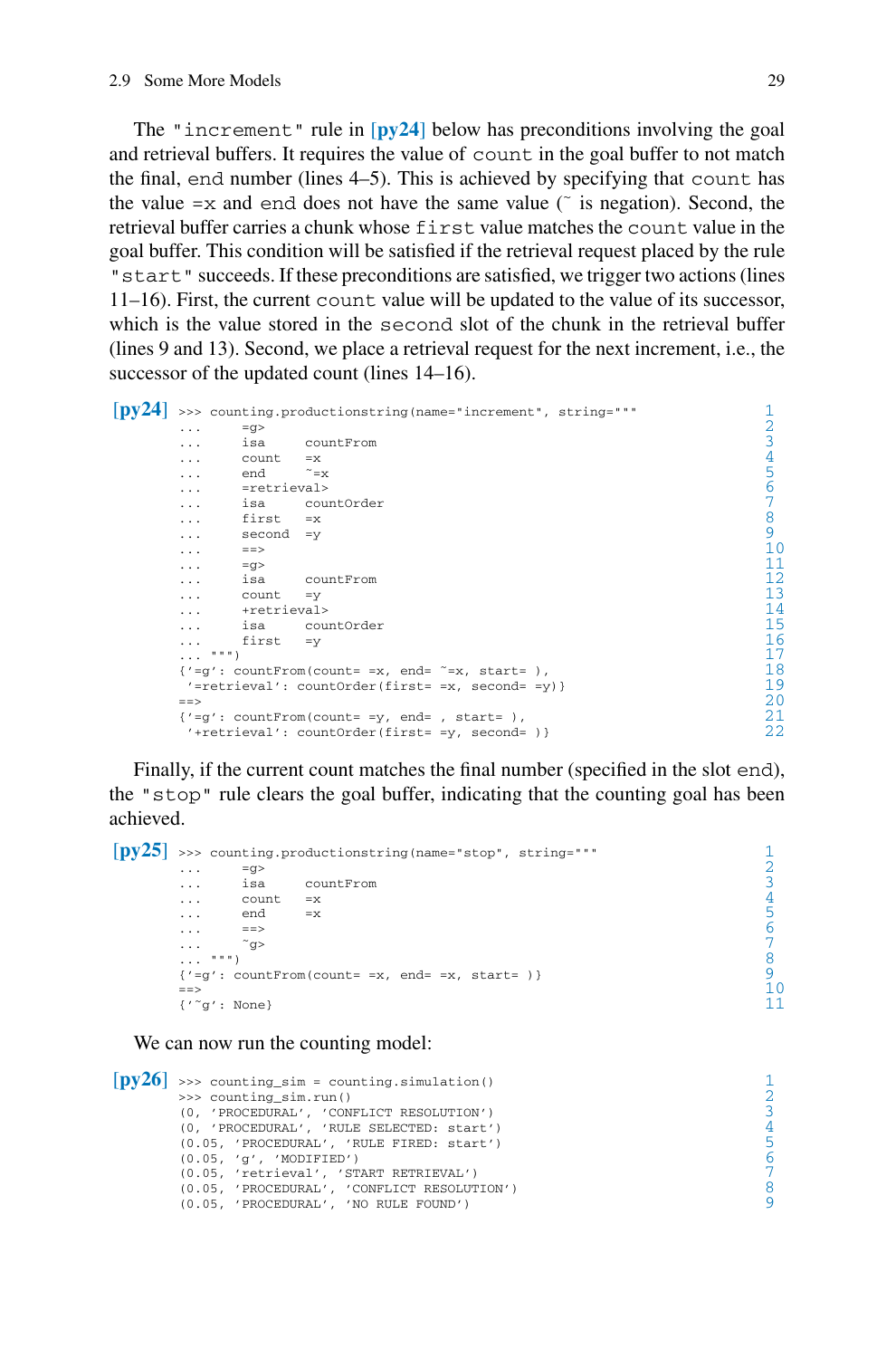The "increment" rule in [py24] below has preconditions involving the goal and retrieval buffers. It requires the value of count in the goal buffer to not match the final, end number (lines 4–5). This is achieved by specifying that count has the value =x and end does not have the same value (~ is negation). Second, the retrieval buffer carries a chunk whose first value matches the count value in the goal buffer. This condition will be satisfied if the retrieval request placed by the rule "start" succeeds. If these preconditions are satisfied, we trigger two actions (lines 11–16). First, the current count value will be updated to the value of its successor, which is the value stored in the second slot of the chunk in the retrieval buffer (lines 9 and 13). Second, we place a retrieval request for the next increment, i.e., the successor of the updated count (lines 14–16).

**[py24]**
```
>>> counting.productionstring(name="increment", string="""
...     =g>
...     isa     countFrom
...     count   =x
...     end     ~=x
...     =retrieval>
...     isa     countOrder
...     first   =x
...     second  =y
...     ==>
...     =g>
...     isa     countFrom
...     count   =y
...     +retrieval>
...     isa     countOrder
...     first   =y
... """)
{'=g': countFrom(count= =x, end= ~=x, start= ),
 '=retrieval': countOrder(first= =x, second= =y)}
==>
{'=g': countFrom(count= =y, end= , start= ),
 '+retrieval': countOrder(first= =y, second= )}
```

Finally, if the current count matches the final number (specified in the slot end), the "stop" rule clears the goal buffer, indicating that the counting goal has been achieved.

**[py25]**
```
>>> counting.productionstring(name="stop", string="""
...     =g>
...     isa     countFrom
...     count   =x
...     end     =x
...     ==>
...     ~g>
... """)
{'=g': countFrom(count= =x, end= =x, start= )}
==>
{'~g': None}
```

We can now run the counting model:

**[py26]**
```
>>> counting_sim = counting.simulation()
>>> counting_sim.run()
(0, 'PROCEDURAL', 'CONFLICT RESOLUTION')
(0, 'PROCEDURAL', 'RULE SELECTED: start')
(0.05, 'PROCEDURAL', 'RULE FIRED: start')
(0.05, 'g', 'MODIFIED')
(0.05, 'retrieval', 'START RETRIEVAL')
(0.05, 'PROCEDURAL', 'CONFLICT RESOLUTION')
(0.05, 'PROCEDURAL', 'NO RULE FOUND')
```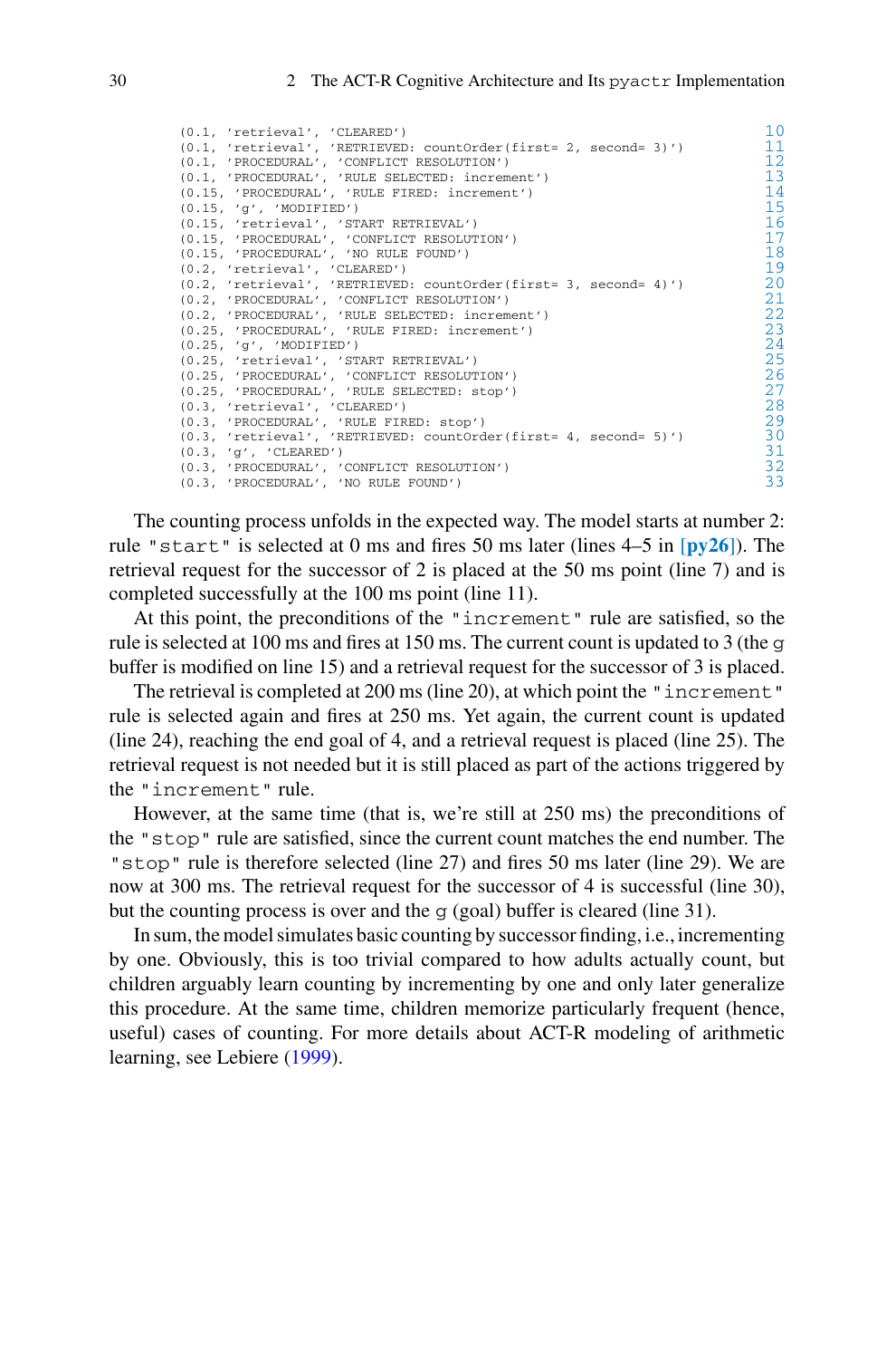```
(0.1, 'retrieval', 'CLEARED')                                               10
(0.1, 'retrieval', 'RETRIEVED: countOrder(first= 2, second= 3)')            11
(0.1, 'PROCEDURAL', 'CONFLICT RESOLUTION')                                  12
(0.1, 'PROCEDURAL', 'RULE SELECTED: increment')                             13
(0.15, 'PROCEDURAL', 'RULE FIRED: increment')                               14
(0.15, 'g', 'MODIFIED')                                                     15
(0.15, 'retrieval', 'START RETRIEVAL')                                      16
(0.15, 'PROCEDURAL', 'CONFLICT RESOLUTION')                                 17
(0.15, 'PROCEDURAL', 'NO RULE FOUND')                                       18
(0.2, 'retrieval', 'CLEARED')                                               19
(0.2, 'retrieval', 'RETRIEVED: countOrder(first= 3, second= 4)')            20
(0.2, 'PROCEDURAL', 'CONFLICT RESOLUTION')                                  21
(0.2, 'PROCEDURAL', 'RULE SELECTED: increment')                             22
(0.25, 'PROCEDURAL', 'RULE FIRED: increment')                               23
(0.25, 'g', 'MODIFIED')                                                     24
(0.25, 'retrieval', 'START RETRIEVAL')                                      25
(0.25, 'PROCEDURAL', 'CONFLICT RESOLUTION')                                 26
(0.25, 'PROCEDURAL', 'RULE SELECTED: stop')                                 27
(0.3, 'retrieval', 'CLEARED')                                               28
(0.3, 'PROCEDURAL', 'RULE FIRED: stop')                                     29
(0.3, 'retrieval', 'RETRIEVED: countOrder(first= 4, second= 5)')            30
(0.3, 'g', 'CLEARED')                                                       31
(0.3, 'PROCEDURAL', 'CONFLICT RESOLUTION')                                  32
(0.3, 'PROCEDURAL', 'NO RULE FOUND')                                        33
```

The counting process unfolds in the expected way. The model starts at number 2: rule `"start"` is selected at 0 ms and fires 50 ms later (lines 4–5 in [**py26**]). The retrieval request for the successor of 2 is placed at the 50 ms point (line 7) and is completed successfully at the 100 ms point (line 11).

At this point, the preconditions of the `"increment"` rule are satisfied, so the rule is selected at 100 ms and fires at 150 ms. The current count is updated to 3 (the `g` buffer is modified on line 15) and a retrieval request for the successor of 3 is placed.

The retrieval is completed at 200 ms (line 20), at which point the `"increment"` rule is selected again and fires at 250 ms. Yet again, the current count is updated (line 24), reaching the end goal of 4, and a retrieval request is placed (line 25). The retrieval request is not needed but it is still placed as part of the actions triggered by the `"increment"` rule.

However, at the same time (that is, we're still at 250 ms) the preconditions of the `"stop"` rule are satisfied, since the current count matches the end number. The `"stop"` rule is therefore selected (line 27) and fires 50 ms later (line 29). We are now at 300 ms. The retrieval request for the successor of 4 is successful (line 30), but the counting process is over and the `g` (goal) buffer is cleared (line 31).

In sum, the model simulates basic counting by successor finding, i.e., incrementing by one. Obviously, this is too trivial compared to how adults actually count, but children arguably learn counting by incrementing by one and only later generalize this procedure. At the same time, children memorize particularly frequent (hence, useful) cases of counting. For more details about ACT-R modeling of arithmetic learning, see Lebiere (1999).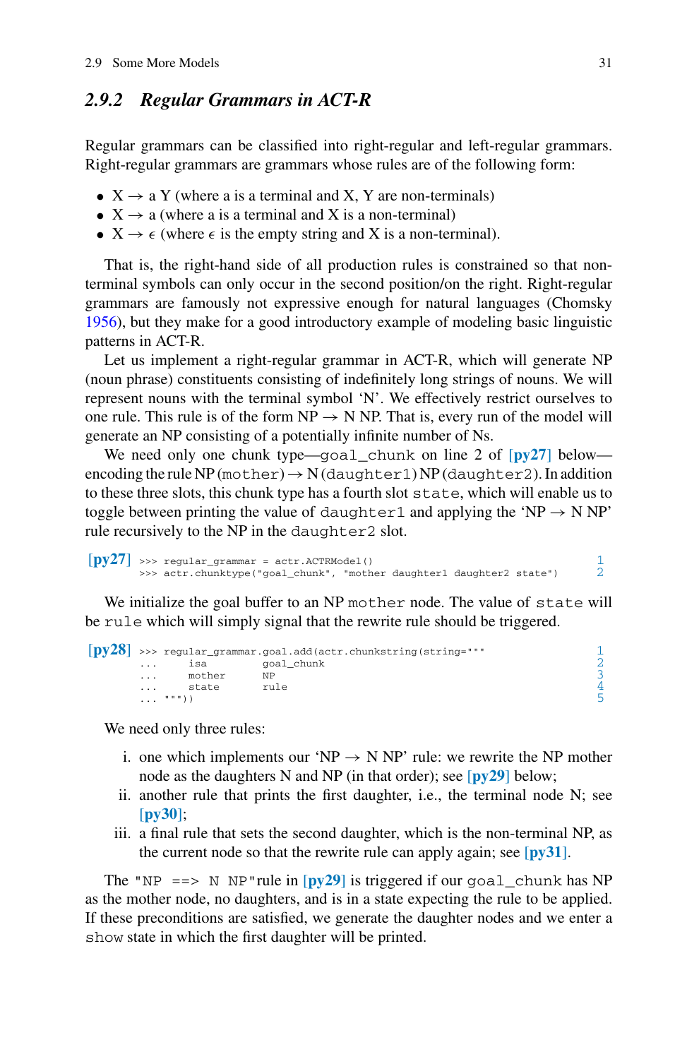### 2.9.2 Regular Grammars in ACT-R

Regular grammars can be classified into right-regular and left-regular grammars. Right-regular grammars are grammars whose rules are of the following form:

- X → a Y (where a is a terminal and X, Y are non-terminals)
- X → a (where a is a terminal and X is a non-terminal)
- X → $\epsilon$ (where $\epsilon$ is the empty string and X is a non-terminal).

That is, the right-hand side of all production rules is constrained so that non-terminal symbols can only occur in the second position/on the right. Right-regular grammars are famously not expressive enough for natural languages (Chomsky 1956), but they make for a good introductory example of modeling basic linguistic patterns in ACT-R.

Let us implement a right-regular grammar in ACT-R, which will generate NP (noun phrase) constituents consisting of indefinitely long strings of nouns. We will represent nouns with the terminal symbol 'N'. We effectively restrict ourselves to one rule. This rule is of the form NP → N NP. That is, every run of the model will generate an NP consisting of a potentially infinite number of Ns.

We need only one chunk type—`goal_chunk` on line 2 of [py27] below—encoding the rule NP (`mother`) → N (`daughter1`) NP (`daughter2`). In addition to these three slots, this chunk type has a fourth slot `state`, which will enable us to toggle between printing the value of `daughter1` and applying the 'NP → N NP' rule recursively to the NP in the `daughter2` slot.

[py27]
```
>>> regular_grammar = actr.ACTRModel()
>>> actr.chunktype("goal_chunk", "mother daughter1 daughter2 state")
```

We initialize the goal buffer to an NP `mother` node. The value of `state` will be `rule` which will simply signal that the rewrite rule should be triggered.

[py28]
```
>>> regular_grammar.goal.add(actr.chunkstring(string="""
...     isa         goal_chunk
...     mother      NP
...     state       rule
... """))
```

We need only three rules:

i. one which implements our 'NP → N NP' rule: we rewrite the NP mother node as the daughters N and NP (in that order); see [py29] below;
ii. another rule that prints the first daughter, i.e., the terminal node N; see [py30];
iii. a final rule that sets the second daughter, which is the non-terminal NP, as the current node so that the rewrite rule can apply again; see [py31].

The `"NP ==> N NP"` rule in [py29] is triggered if our `goal_chunk` has NP as the mother node, no daughters, and is in a state expecting the rule to be applied. If these preconditions are satisfied, we generate the daughter nodes and we enter a `show` state in which the first daughter will be printed.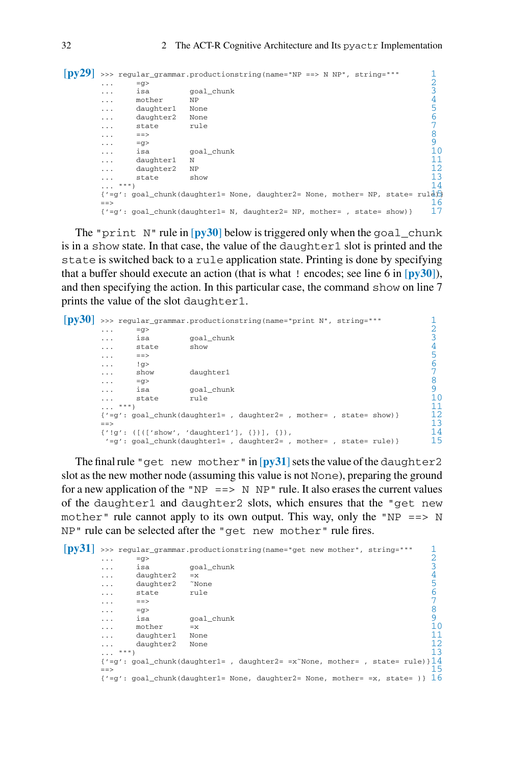**[py29]**

```
>>> regular_grammar.productionstring(name="NP ==> N NP", string="""
...     =g>
...     isa         goal_chunk
...     mother      NP
...     daughter1   None
...     daughter2   None
...     state       rule
...     ==>
...     =g>
...     isa         goal_chunk
...     daughter1   N
...     daughter2   NP
...     state       show
... """)
{'=g': goal_chunk(daughter1= None, daughter2= None, mother= NP, state= rule)}
==>
{'=g': goal_chunk(daughter1= N, daughter2= NP, mother= , state= show)}
```

The "print N" rule in **[py30]** below is triggered only when the goal_chunk is in a show state. In that case, the value of the daughter1 slot is printed and the state is switched back to a rule application state. Printing is done by specifying that a buffer should execute an action (that is what ! encodes; see line 6 in **[py30]**), and then specifying the action. In this particular case, the command show on line 7 prints the value of the slot daughter1.

**[py30]**

```
>>> regular_grammar.productionstring(name="print N", string="""
...     =g>
...     isa         goal_chunk
...     state       show
...     ==>
...     !g>
...     show        daughter1
...     =g>
...     isa         goal_chunk
...     state       rule
... """)
{'=g': goal_chunk(daughter1= , daughter2= , mother= , state= show)}
==>
{'!g': ([(['show', 'daughter1'], {})], {}),
 '=g': goal_chunk(daughter1= , daughter2= , mother= , state= rule)}
```

The final rule "get new mother" in **[py31]** sets the value of the daughter2 slot as the new mother node (assuming this value is not None), preparing the ground for a new application of the "NP ==> N NP" rule. It also erases the current values of the daughter1 and daughter2 slots, which ensures that the "get new mother" rule cannot apply to its own output. This way, only the "NP ==> N NP" rule can be selected after the "get new mother" rule fires.

**[py31]**

```
>>> regular_grammar.productionstring(name="get new mother", string="""
...     =g>
...     isa         goal_chunk
...     daughter2   =x
...     daughter2   ~None
...     state       rule
...     ==>
...     =g>
...     isa         goal_chunk
...     mother      =x
...     daughter1   None
...     daughter2   None
... """)
{'=g': goal_chunk(daughter1= , daughter2= =x~None, mother= , state= rule)}
==>
{'=g': goal_chunk(daughter1= None, daughter2= None, mother= =x, state= )}
```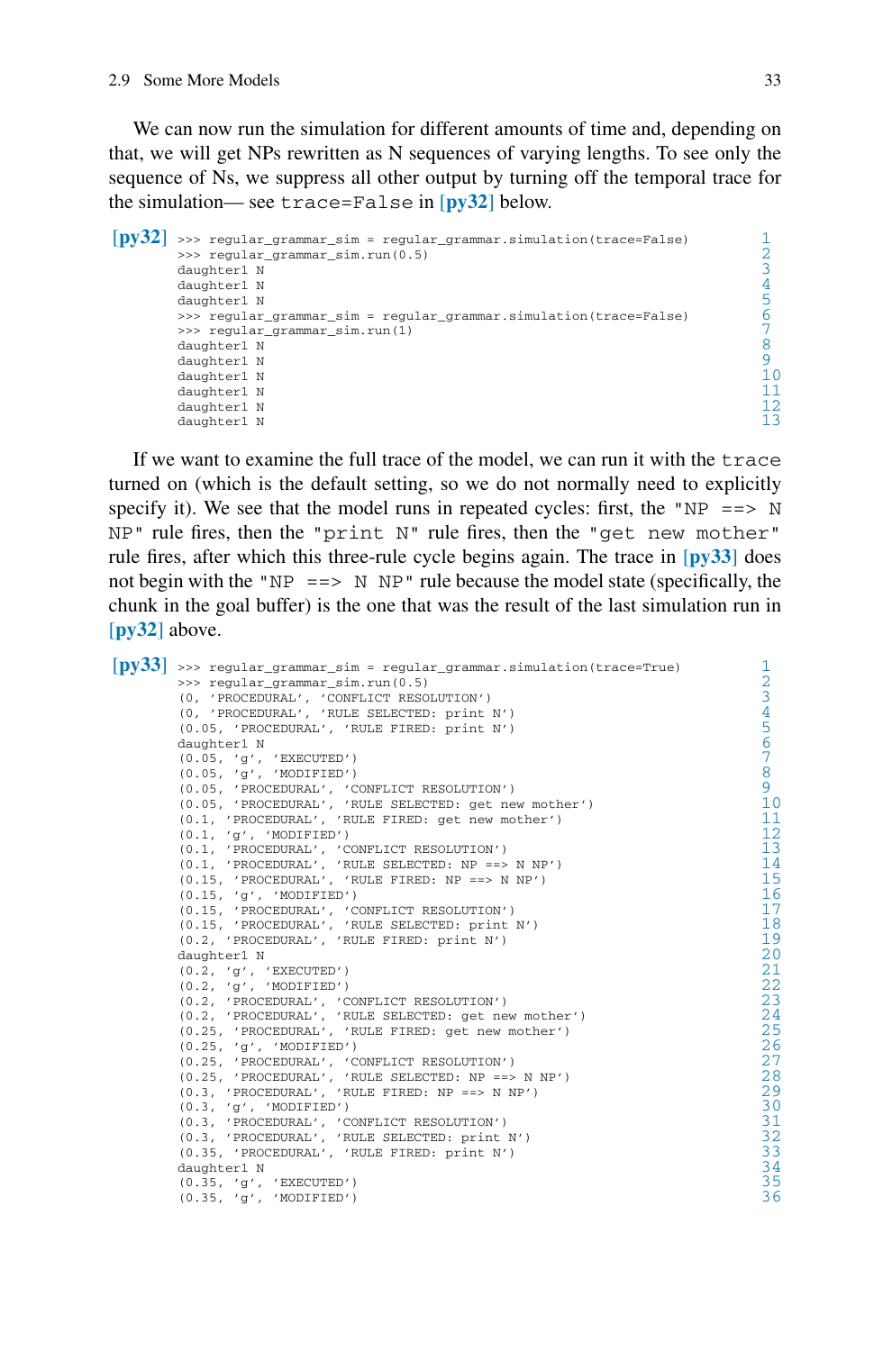We can now run the simulation for different amounts of time and, depending on that, we will get NPs rewritten as N sequences of varying lengths. To see only the sequence of Ns, we suppress all other output by turning off the temporal trace for the simulation— see `trace=False` in **[py32]** below.

**[py32]**

```
>>> regular_grammar_sim = regular_grammar.simulation(trace=False)
>>> regular_grammar_sim.run(0.5)
daughter1 N
daughter1 N
daughter1 N
>>> regular_grammar_sim = regular_grammar.simulation(trace=False)
>>> regular_grammar_sim.run(1)
daughter1 N
daughter1 N
daughter1 N
daughter1 N
daughter1 N
daughter1 N
```

If we want to examine the full trace of the model, we can run it with the `trace` turned on (which is the default setting, so we do not normally need to explicitly specify it). We see that the model runs in repeated cycles: first, the `"NP ==> N NP"` rule fires, then the `"print N"` rule fires, then the `"get new mother"` rule fires, after which this three-rule cycle begins again. The trace in **[py33]** does not begin with the `"NP ==> N NP"` rule because the model state (specifically, the chunk in the goal buffer) is the one that was the result of the last simulation run in **[py32]** above.

**[py33]**

```
>>> regular_grammar_sim = regular_grammar.simulation(trace=True)
>>> regular_grammar_sim.run(0.5)
(0, 'PROCEDURAL', 'CONFLICT RESOLUTION')
(0, 'PROCEDURAL', 'RULE SELECTED: print N')
(0.05, 'PROCEDURAL', 'RULE FIRED: print N')
daughter1 N
(0.05, 'g', 'EXECUTED')
(0.05, 'g', 'MODIFIED')
(0.05, 'PROCEDURAL', 'CONFLICT RESOLUTION')
(0.05, 'PROCEDURAL', 'RULE SELECTED: get new mother')
(0.1, 'PROCEDURAL', 'RULE FIRED: get new mother')
(0.1, 'g', 'MODIFIED')
(0.1, 'PROCEDURAL', 'CONFLICT RESOLUTION')
(0.1, 'PROCEDURAL', 'RULE SELECTED: NP ==> N NP')
(0.15, 'PROCEDURAL', 'RULE FIRED: NP ==> N NP')
(0.15, 'g', 'MODIFIED')
(0.15, 'PROCEDURAL', 'CONFLICT RESOLUTION')
(0.15, 'PROCEDURAL', 'RULE SELECTED: print N')
(0.2, 'PROCEDURAL', 'RULE FIRED: print N')
daughter1 N
(0.2, 'g', 'EXECUTED')
(0.2, 'g', 'MODIFIED')
(0.2, 'PROCEDURAL', 'CONFLICT RESOLUTION')
(0.2, 'PROCEDURAL', 'RULE SELECTED: get new mother')
(0.25, 'PROCEDURAL', 'RULE FIRED: get new mother')
(0.25, 'g', 'MODIFIED')
(0.25, 'PROCEDURAL', 'CONFLICT RESOLUTION')
(0.25, 'PROCEDURAL', 'RULE SELECTED: NP ==> N NP')
(0.3, 'PROCEDURAL', 'RULE FIRED: NP ==> N NP')
(0.3, 'g', 'MODIFIED')
(0.3, 'PROCEDURAL', 'CONFLICT RESOLUTION')
(0.3, 'PROCEDURAL', 'RULE SELECTED: print N')
(0.35, 'PROCEDURAL', 'RULE FIRED: print N')
daughter1 N
(0.35, 'g', 'EXECUTED')
(0.35, 'g', 'MODIFIED')
```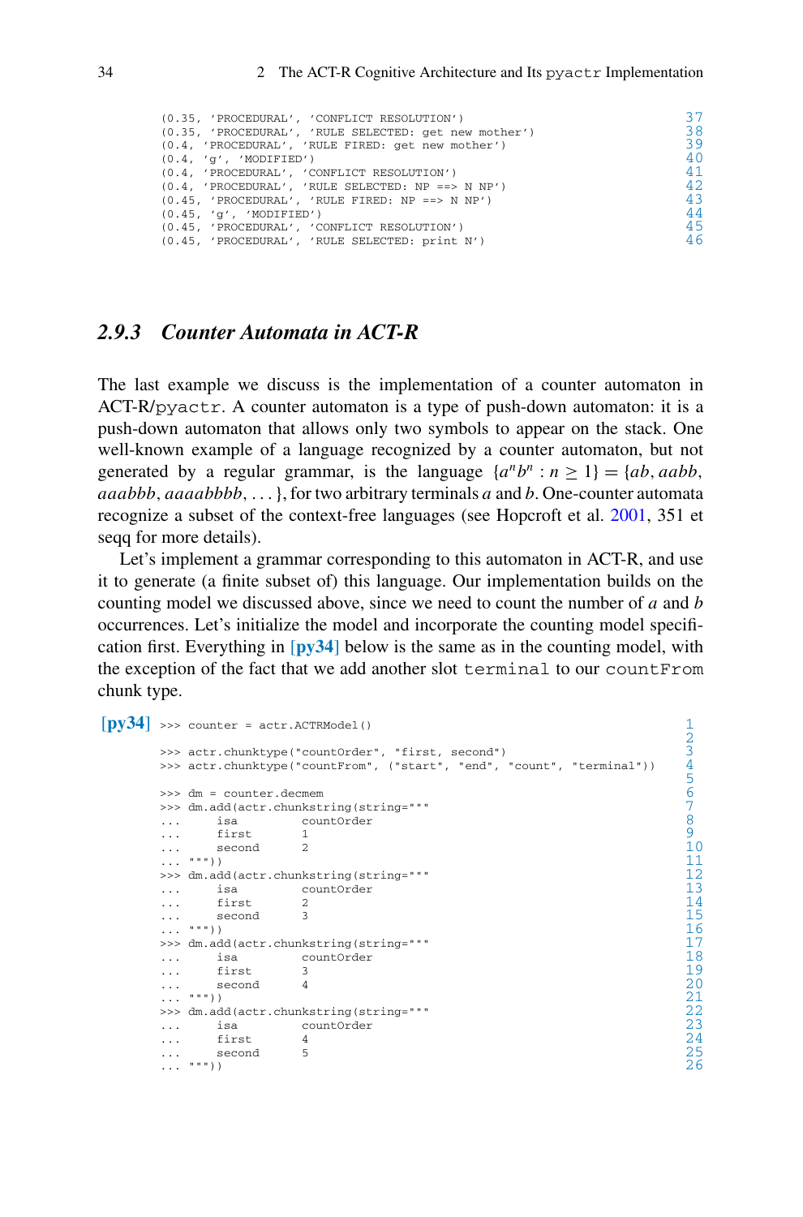```
(0.35, 'PROCEDURAL', 'CONFLICT RESOLUTION')
(0.35, 'PROCEDURAL', 'RULE SELECTED: get new mother')
(0.4, 'PROCEDURAL', 'RULE FIRED: get new mother')
(0.4, 'g', 'MODIFIED')
(0.4, 'PROCEDURAL', 'CONFLICT RESOLUTION')
(0.4, 'PROCEDURAL', 'RULE SELECTED: NP ==> N NP')
(0.45, 'PROCEDURAL', 'RULE FIRED: NP ==> N NP')
(0.45, 'g', 'MODIFIED')
(0.45, 'PROCEDURAL', 'CONFLICT RESOLUTION')
(0.45, 'PROCEDURAL', 'RULE SELECTED: print N')
```

### 2.9.3 Counter Automata in ACT-R

The last example we discuss is the implementation of a counter automaton in ACT-R/pyactr. A counter automaton is a type of push-down automaton: it is a push-down automaton that allows only two symbols to appear on the stack. One well-known example of a language recognized by a counter automaton, but not generated by a regular grammar, is the language $\{a^n b^n : n \geq 1\} = \{ab, aabb, aaabbb, aaaabbbb, \ldots\}$, for two arbitrary terminals $a$ and $b$. One-counter automata recognize a subset of the context-free languages (see Hopcroft et al. 2001, 351 et seqq for more details).

Let's implement a grammar corresponding to this automaton in ACT-R, and use it to generate (a finite subset of) this language. Our implementation builds on the counting model we discussed above, since we need to count the number of $a$ and $b$ occurrences. Let's initialize the model and incorporate the counting model specification first. Everything in [py34] below is the same as in the counting model, with the exception of the fact that we add another slot terminal to our countFrom chunk type.

[py34]
```
>>> counter = actr.ACTRModel()

>>> actr.chunktype("countOrder", "first, second")
>>> actr.chunktype("countFrom", ("start", "end", "count", "terminal"))

>>> dm = counter.decmem
>>> dm.add(actr.chunkstring(string="""
...     isa         countOrder
...     first       1
...     second      2
... """))
>>> dm.add(actr.chunkstring(string="""
...     isa         countOrder
...     first       2
...     second      3
... """))
>>> dm.add(actr.chunkstring(string="""
...     isa         countOrder
...     first       3
...     second      4
... """))
>>> dm.add(actr.chunkstring(string="""
...     isa         countOrder
...     first       4
...     second      5
... """))
```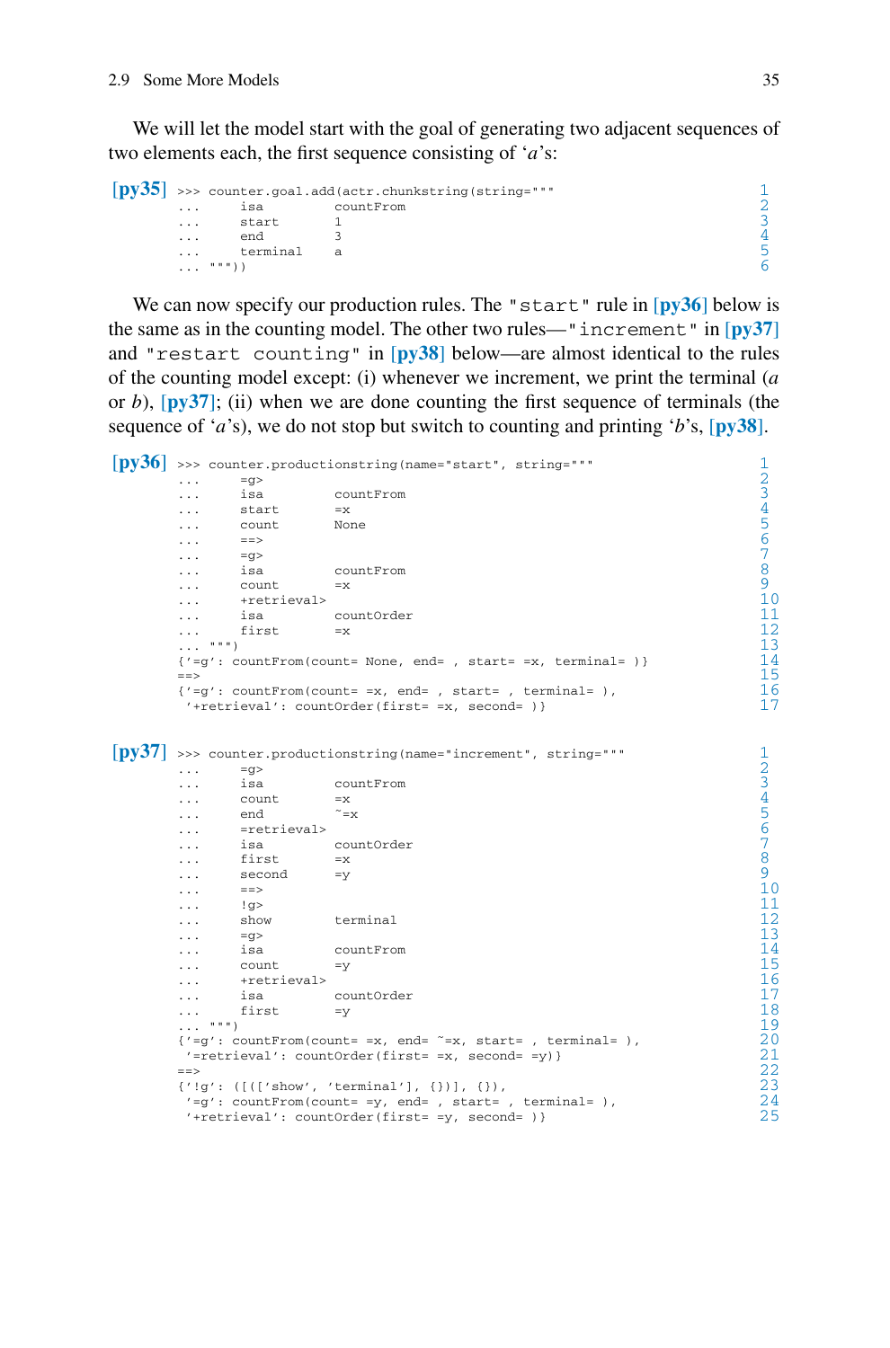We will let the model start with the goal of generating two adjacent sequences of two elements each, the first sequence consisting of '*a*'s:

**[py35]**
```
>>> counter.goal.add(actr.chunkstring(string="""
...     isa         countFrom
...     start       1
...     end         3
...     terminal    a
... """))
```

We can now specify our production rules. The `"start"` rule in **[py36]** below is the same as in the counting model. The other two rules—`"increment"` in **[py37]** and `"restart counting"` in **[py38]** below—are almost identical to the rules of the counting model except: (i) whenever we increment, we print the terminal (*a* or *b*), **[py37]**; (ii) when we are done counting the first sequence of terminals (the sequence of '*a*'s), we do not stop but switch to counting and printing '*b*'s, **[py38]**.

**[py36]**
```
>>> counter.productionstring(name="start", string="""
...     =g>
...     isa         countFrom
...     start       =x
...     count       None
...     ==>
...     =g>
...     isa         countFrom
...     count       =x
...     +retrieval>
...     isa         countOrder
...     first       =x
... """)
{'=g': countFrom(count= None, end= , start= =x, terminal= )}
==>
{'=g': countFrom(count= =x, end= , start= , terminal= ),
 '+retrieval': countOrder(first= =x, second= )}
```

**[py37]**
```
>>> counter.productionstring(name="increment", string="""
...     =g>
...     isa         countFrom
...     count       =x
...     end         ~=x
...     =retrieval>
...     isa         countOrder
...     first       =x
...     second      =y
...     ==>
...     !g>
...     show        terminal
...     =g>
...     isa         countFrom
...     count       =y
...     +retrieval>
...     isa         countOrder
...     first       =y
... """)
{'=g': countFrom(count= =x, end= ~=x, start= , terminal= ),
 '=retrieval': countOrder(first= =x, second= =y)}
==>
{'!g': ([(['show', 'terminal'], {})], {}),
 '=g': countFrom(count= =y, end= , start= , terminal= ),
 '+retrieval': countOrder(first= =y, second= )}
```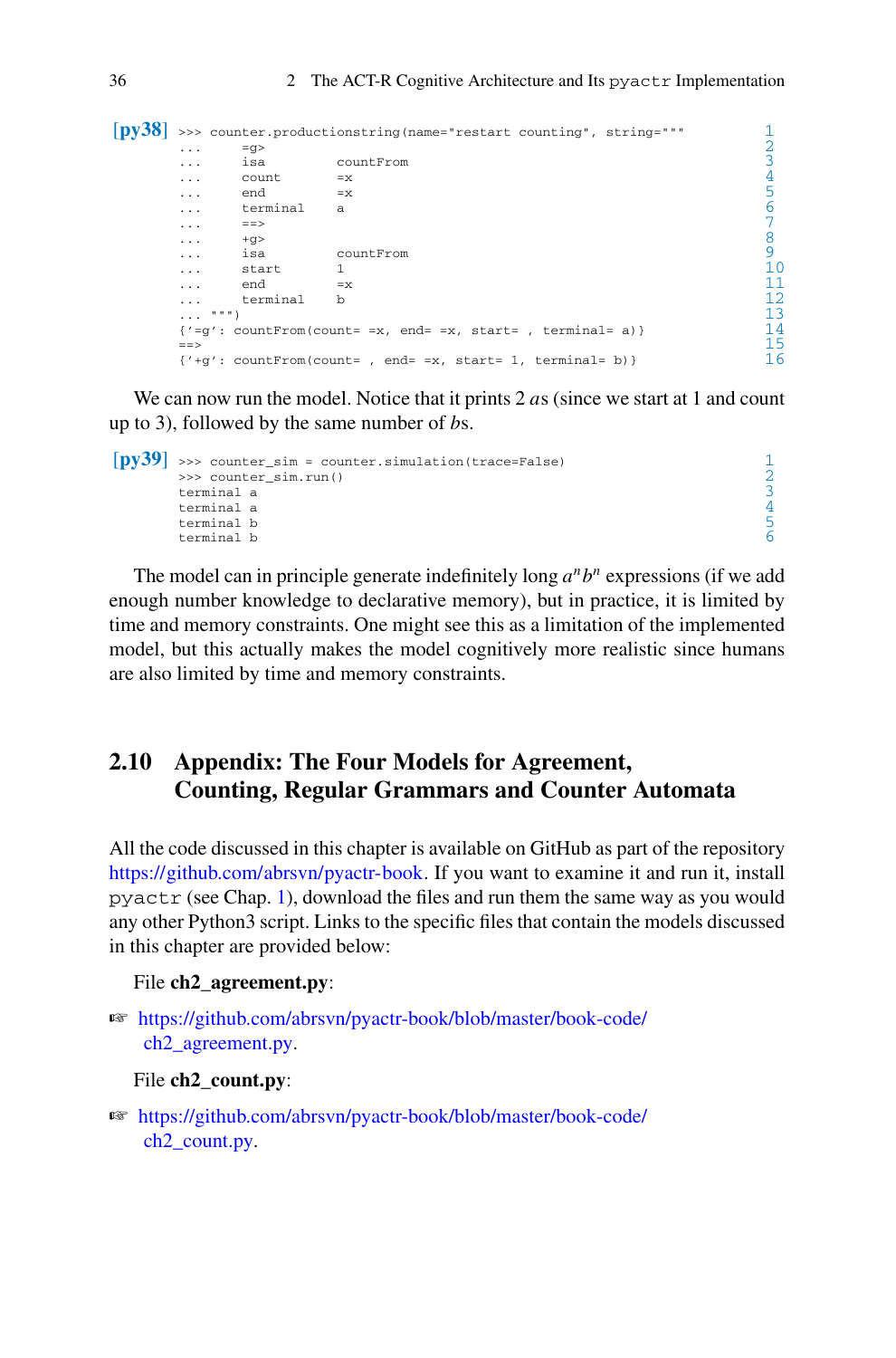[py38]
```
>>> counter.productionstring(name="restart counting", string="""
...     =g>
...     isa         countFrom
...     count       =x
...     end         =x
...     terminal    a
...     ==>
...     +g>
...     isa         countFrom
...     start       1
...     end         =x
...     terminal    b
... """)
{'=g': countFrom(count= =x, end= =x, start= , terminal= a)}
==>
{'+g': countFrom(count= , end= =x, start= 1, terminal= b)}
```

We can now run the model. Notice that it prints 2 *a*s (since we start at 1 and count up to 3), followed by the same number of *b*s.

[py39]
```
>>> counter_sim = counter.simulation(trace=False)
>>> counter_sim.run()
terminal a
terminal a
terminal b
terminal b
```

The model can in principle generate indefinitely long $a^n b^n$ expressions (if we add enough number knowledge to declarative memory), but in practice, it is limited by time and memory constraints. One might see this as a limitation of the implemented model, but this actually makes the model cognitively more realistic since humans are also limited by time and memory constraints.

## 2.10 Appendix: The Four Models for Agreement, Counting, Regular Grammars and Counter Automata

All the code discussed in this chapter is available on GitHub as part of the repository https://github.com/abrsvn/pyactr-book. If you want to examine it and run it, install `pyactr` (see Chap. 1), download the files and run them the same way as you would any other Python3 script. Links to the specific files that contain the models discussed in this chapter are provided below:

File **ch2_agreement.py**:

☞ https://github.com/abrsvn/pyactr-book/blob/master/book-code/ch2_agreement.py.

File **ch2_count.py**:

☞ https://github.com/abrsvn/pyactr-book/blob/master/book-code/ch2_count.py.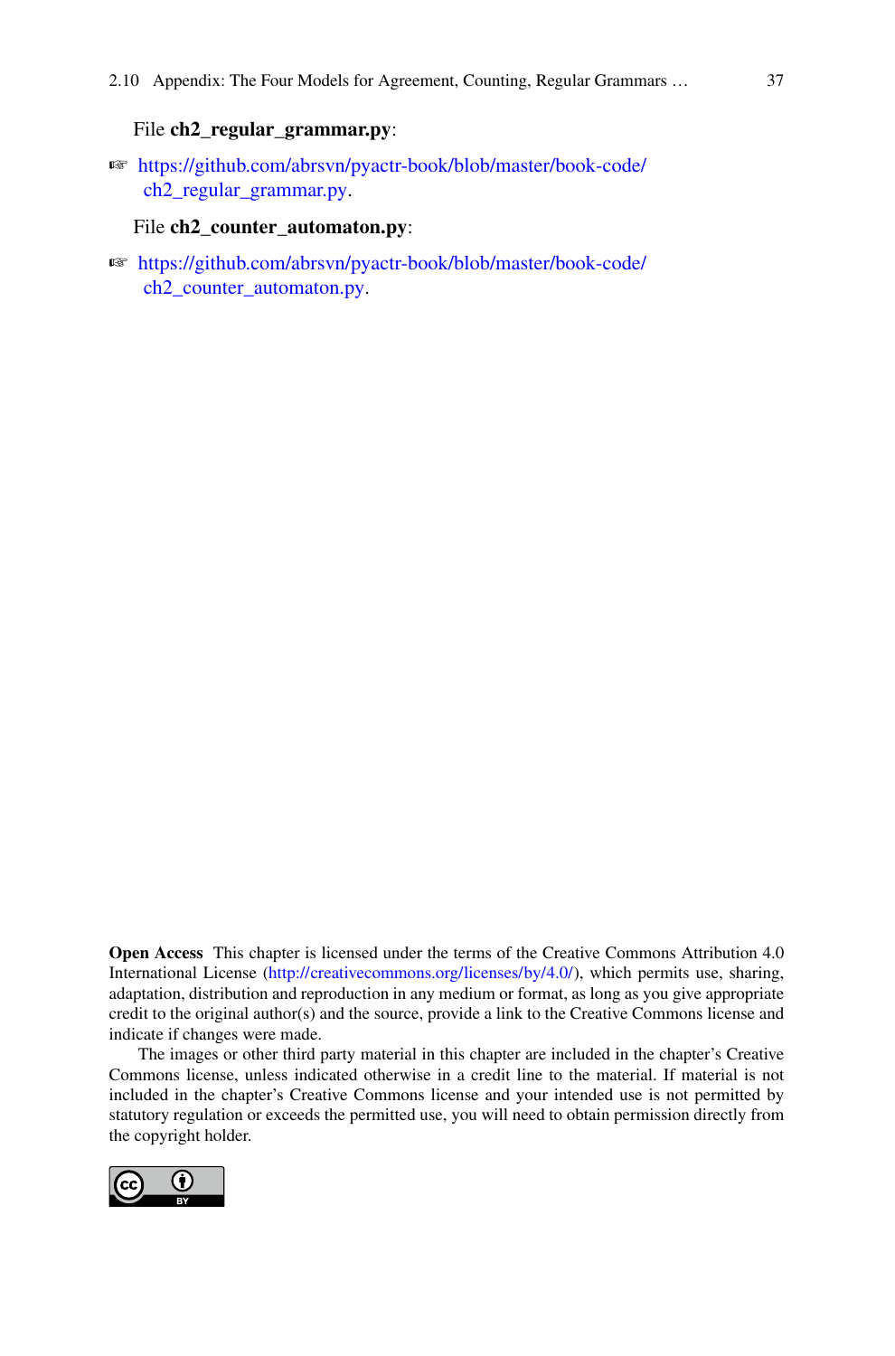File **ch2_regular_grammar.py**:

☞ https://github.com/abrsvn/pyactr-book/blob/master/book-code/ch2_regular_grammar.py.

File **ch2_counter_automaton.py**:

☞ https://github.com/abrsvn/pyactr-book/blob/master/book-code/ch2_counter_automaton.py.

**Open Access** This chapter is licensed under the terms of the Creative Commons Attribution 4.0 International License (http://creativecommons.org/licenses/by/4.0/), which permits use, sharing, adaptation, distribution and reproduction in any medium or format, as long as you give appropriate credit to the original author(s) and the source, provide a link to the Creative Commons license and indicate if changes were made.

The images or other third party material in this chapter are included in the chapter's Creative Commons license, unless indicated otherwise in a credit line to the material. If material is not included in the chapter's Creative Commons license and your intended use is not permitted by statutory regulation or exceeds the permitted use, you will need to obtain permission directly from the copyright holder.